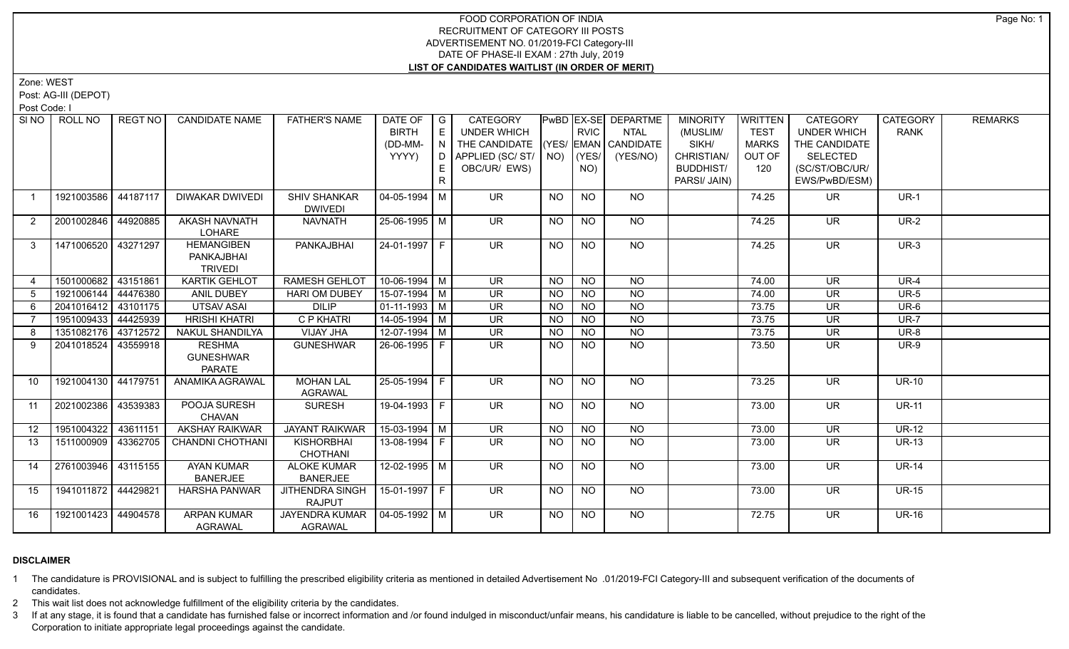# FOOD CORPORATION OF INDIA
## RECRUITMENT OF CATEGORY III POSTS
## ADVERTISEMENT NO. 01/2019-FCI Category-III
## DATE OF PHASE-II EXAM : 27th July, 2019
## LIST OF CANDIDATES WAITLIST (IN ORDER OF MERIT)

Zone: WEST

Post: AG-III (DEPOT)

Post Code: I

| Sl NO | ROLL NO | REGT NO | CANDIDATE NAME | FATHER'S NAME | DATE OF BIRTH (DD-MM-YYYY) | GENDER | CATEGORY UNDER WHICH THE CANDIDATE APPLIED (SC/ ST/ OBC/UR/ EWS) | PwBD (YES/ NO) | EX-SERVICEMAN (YES/ NO) | DEPARTMENTAL CANDIDATE (YES/NO) | MINORITY (MUSLIM/ SIKH/ CHRISTIAN/ BUDDHIST/ PARSI/ JAIN) | WRITTEN TEST MARKS OUT OF 120 | CATEGORY UNDER WHICH THE CANDIDATE SELECTED (SC/ST/OBC/UR/ EWS/PwBD/ESM) | CATEGORY RANK | REMARKS |
|---|---|---|---|---|---|---|---|---|---|---|---|---|---|---|---|
| 1 | 1921003586 | 44187117 | DIWAKAR DWIVEDI | SHIV SHANKAR DWIVEDI | 04-05-1994 | M | UR | NO | NO | NO | | 74.25 | UR | UR-1 | |
| 2 | 2001002846 | 44920885 | AKASH NAVNATH LOHARE | NAVNATH | 25-06-1995 | M | UR | NO | NO | NO | | 74.25 | UR | UR-2 | |
| 3 | 1471006520 | 43271297 | HEMANGIBEN PANKAJBHAI TRIVEDI | PANKAJBHAI | 24-01-1997 | F | UR | NO | NO | NO | | 74.25 | UR | UR-3 | |
| 4 | 1501000682 | 43151861 | KARTIK GEHLOT | RAMESH GEHLOT | 10-06-1994 | M | UR | NO | NO | NO | | 74.00 | UR | UR-4 | |
| 5 | 1921006144 | 44476380 | ANIL DUBEY | HARI OM DUBEY | 15-07-1994 | M | UR | NO | NO | NO | | 74.00 | UR | UR-5 | |
| 6 | 2041016412 | 43101175 | UTSAV ASAI | DILIP | 01-11-1993 | M | UR | NO | NO | NO | | 73.75 | UR | UR-6 | |
| 7 | 1951009433 | 44425939 | HRISHI KHATRI | C P KHATRI | 14-05-1994 | M | UR | NO | NO | NO | | 73.75 | UR | UR-7 | |
| 8 | 1351082176 | 43712572 | NAKUL SHANDILYA | VIJAY JHA | 12-07-1994 | M | UR | NO | NO | NO | | 73.75 | UR | UR-8 | |
| 9 | 2041018524 | 43559918 | RESHMA GUNESHWAR PARATE | GUNESHWAR | 26-06-1995 | F | UR | NO | NO | NO | | 73.50 | UR | UR-9 | |
| 10 | 1921004130 | 44179751 | ANAMIKA AGRAWAL | MOHAN LAL AGRAWAL | 25-05-1994 | F | UR | NO | NO | NO | | 73.25 | UR | UR-10 | |
| 11 | 2021002386 | 43539383 | POOJA SURESH CHAVAN | SURESH | 19-04-1993 | F | UR | NO | NO | NO | | 73.00 | UR | UR-11 | |
| 12 | 1951004322 | 43611151 | AKSHAY RAIKWAR | JAYANT RAIKWAR | 15-03-1994 | M | UR | NO | NO | NO | | 73.00 | UR | UR-12 | |
| 13 | 1511000909 | 43362705 | CHANDNI CHOTHANI | KISHORBHAI CHOTHANI | 13-08-1994 | F | UR | NO | NO | NO | | 73.00 | UR | UR-13 | |
| 14 | 2761003946 | 43115155 | AYAN KUMAR BANERJEE | ALOKE KUMAR BANERJEE | 12-02-1995 | M | UR | NO | NO | NO | | 73.00 | UR | UR-14 | |
| 15 | 1941011872 | 44429821 | HARSHA PANWAR | JITHENDRA SINGH RAJPUT | 15-01-1997 | F | UR | NO | NO | NO | | 73.00 | UR | UR-15 | |
| 16 | 1921001423 | 44904578 | ARPAN KUMAR AGRAWAL | JAYENDRA KUMAR AGRAWAL | 04-05-1992 | M | UR | NO | NO | NO | | 72.75 | UR | UR-16 | |

### DISCLAIMER

1 The candidature is PROVISIONAL and is subject to fulfilling the prescribed eligibility criteria as mentioned in detailed Advertisement No .01/2019-FCI Category-III and subsequent verification of the documents of candidates.

2 This wait list does not acknowledge fulfillment of the eligibility criteria by the candidates.

3 If at any stage, it is found that a candidate has furnished false or incorrect information and /or found indulged in misconduct/unfair means, his candidature is liable to be cancelled, without prejudice to the right of the Corporation to initiate appropriate legal proceedings against the candidate.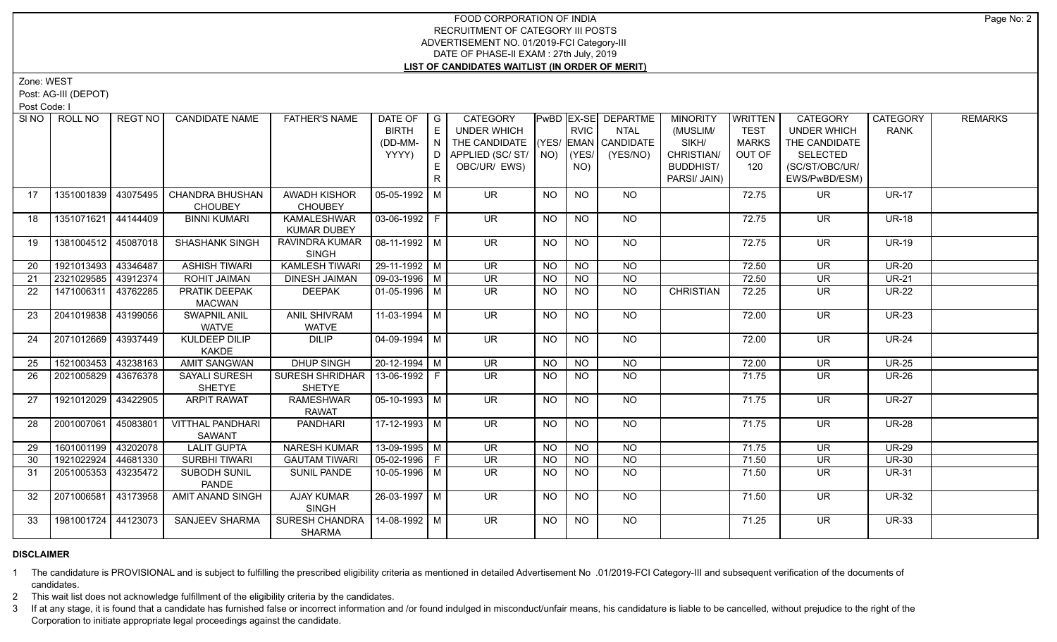FOOD CORPORATION OF INDIA
RECRUITMENT OF CATEGORY III POSTS
ADVERTISEMENT NO. 01/2019-FCI Category-III
DATE OF PHASE-II EXAM : 27th July, 2019
**LIST OF CANDIDATES WAITLIST (IN ORDER OF MERIT)**

Zone: WEST
Post: AG-III (DEPOT)
Post Code: I

| SI NO | ROLL NO | REGT NO | CANDIDATE NAME | FATHER'S NAME | DATE OF BIRTH (DD-MM-YYYY) | GENDER | CATEGORY UNDER WHICH THE CANDIDATE APPLIED (SC/ ST/ OBC/UR/ EWS) | PwBD (YES/ NO) | EX-SERVICEMAN (YES/ NO) | DEPARTMENTAL CANDIDATE (YES/NO) | MINORITY (MUSLIM/ SIKH/ CHRISTIAN/ BUDDHIST/ PARSI/ JAIN) | WRITTEN TEST MARKS OUT OF 120 | CATEGORY UNDER WHICH THE CANDIDATE SELECTED (SC/ST/OBC/UR/ EWS/PwBD/ESM) | CATEGORY RANK | REMARKS |
|---|---|---|---|---|---|---|---|---|---|---|---|---|---|---|---|
| 17 | 1351001839 | 43075495 | CHANDRA BHUSHAN CHOUBEY | AWADH KISHOR CHOUBEY | 05-05-1992 | M | UR | NO | NO | NO | | 72.75 | UR | UR-17 | |
| 18 | 1351071621 | 44144409 | BINNI KUMARI | KAMALESHWAR KUMAR DUBEY | 03-06-1992 | F | UR | NO | NO | NO | | 72.75 | UR | UR-18 | |
| 19 | 1381004512 | 45087018 | SHASHANK SINGH | RAVINDRA KUMAR SINGH | 08-11-1992 | M | UR | NO | NO | NO | | 72.75 | UR | UR-19 | |
| 20 | 1921013493 | 43346487 | ASHISH TIWARI | KAMLESH TIWARI | 29-11-1992 | M | UR | NO | NO | NO | | 72.50 | UR | UR-20 | |
| 21 | 2321029585 | 43912374 | ROHIT JAIMAN | DINESH JAIMAN | 09-03-1996 | M | UR | NO | NO | NO | | 72.50 | UR | UR-21 | |
| 22 | 1471006311 | 43762285 | PRATIK DEEPAK MACWAN | DEEPAK | 01-05-1996 | M | UR | NO | NO | NO | CHRISTIAN | 72.25 | UR | UR-22 | |
| 23 | 2041019838 | 43199056 | SWAPNIL ANIL WATVE | ANIL SHIVRAM WATVE | 11-03-1994 | M | UR | NO | NO | NO | | 72.00 | UR | UR-23 | |
| 24 | 2071012669 | 43937449 | KULDEEP DILIP KAKDE | DILIP | 04-09-1994 | M | UR | NO | NO | NO | | 72.00 | UR | UR-24 | |
| 25 | 1521003453 | 43238163 | AMIT SANGWAN | DHUP SINGH | 20-12-1994 | M | UR | NO | NO | NO | | 72.00 | UR | UR-25 | |
| 26 | 2021005829 | 43676378 | SAYALI SURESH SHETYE | SURESH SHRIDHAR SHETYE | 13-06-1992 | F | UR | NO | NO | NO | | 71.75 | UR | UR-26 | |
| 27 | 1921012029 | 43422905 | ARPIT RAWAT | RAMESHWAR RAWAT | 05-10-1993 | M | UR | NO | NO | NO | | 71.75 | UR | UR-27 | |
| 28 | 2001007061 | 45083801 | VITTHAL PANDHARI SAWANT | PANDHARI | 17-12-1993 | M | UR | NO | NO | NO | | 71.75 | UR | UR-28 | |
| 29 | 1601001199 | 43202078 | LALIT GUPTA | NARESH KUMAR | 13-09-1995 | M | UR | NO | NO | NO | | 71.75 | UR | UR-29 | |
| 30 | 1921022924 | 44681330 | SURBHI TIWARI | GAUTAM TIWARI | 05-02-1996 | F | UR | NO | NO | NO | | 71.50 | UR | UR-30 | |
| 31 | 2051005353 | 43235472 | SUBODH SUNIL PANDE | SUNIL PANDE | 10-05-1996 | M | UR | NO | NO | NO | | 71.50 | UR | UR-31 | |
| 32 | 2071006581 | 43173958 | AMIT ANAND SINGH | AJAY KUMAR SINGH | 26-03-1997 | M | UR | NO | NO | NO | | 71.50 | UR | UR-32 | |
| 33 | 1981001724 | 44123073 | SANJEEV SHARMA | SURESH CHANDRA SHARMA | 14-08-1992 | M | UR | NO | NO | NO | | 71.25 | UR | UR-33 | |

**DISCLAIMER**

1 The candidature is PROVISIONAL and is subject to fulfilling the prescribed eligibility criteria as mentioned in detailed Advertisement No .01/2019-FCI Category-III and subsequent verification of the documents of candidates.

2 This wait list does not acknowledge fulfillment of the eligibility criteria by the candidates.

3 If at any stage, it is found that a candidate has furnished false or incorrect information and /or found indulged in misconduct/unfair means, his candidature is liable to be cancelled, without prejudice to the right of the Corporation to initiate appropriate legal proceedings against the candidate.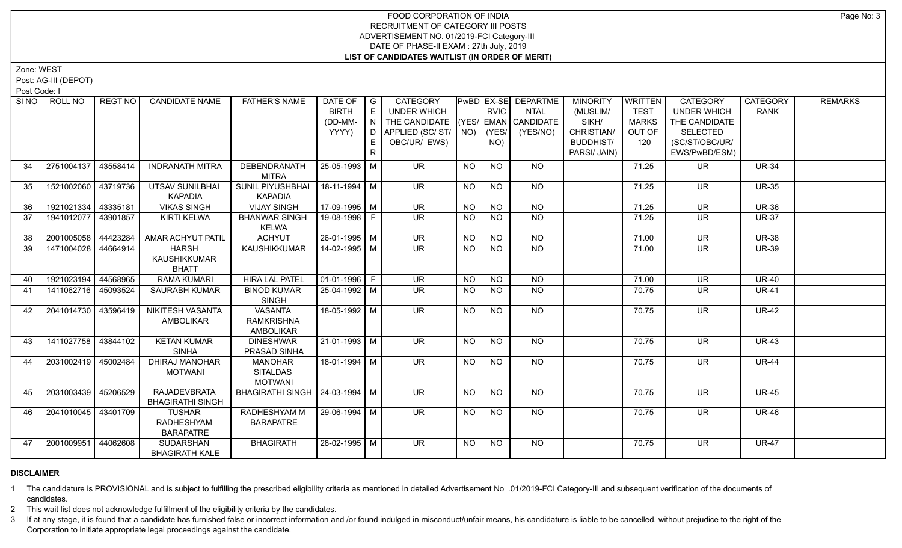FOOD CORPORATION OF INDIA
RECRUITMENT OF CATEGORY III POSTS
ADVERTISEMENT NO. 01/2019-FCI Category-III
DATE OF PHASE-II EXAM : 27th July, 2019
**LIST OF CANDIDATES WAITLIST (IN ORDER OF MERIT)**

Zone: WEST
Post: AG-III (DEPOT)
Post Code: I

| SI NO | ROLL NO | REGT NO | CANDIDATE NAME | FATHER'S NAME | DATE OF BIRTH (DD-MM-YYYY) | GENDER | CATEGORY UNDER WHICH THE CANDIDATE APPLIED (SC/ ST/ OBC/UR/ EWS) | PwBD (YES/ NO) | EX-SERVICEMAN (YES/ NO) | DEPARTMENTAL CANDIDATE (YES/NO) | MINORITY (MUSLIM/ SIKH/ CHRISTIAN/ BUDDHIST/ PARSI/ JAIN) | WRITTEN TEST MARKS OUT OF 120 | CATEGORY UNDER WHICH THE CANDIDATE SELECTED (SC/ST/OBC/UR/ EWS/PwBD/ESM) | CATEGORY RANK | REMARKS |
|---|---|---|---|---|---|---|---|---|---|---|---|---|---|---|---|
| 34 | 2751004137 | 43558414 | INDRANATH MITRA | DEBENDRANATH MITRA | 25-05-1993 | M | UR | NO | NO | NO | | 71.25 | UR | UR-34 | |
| 35 | 1521002060 | 43719736 | UTSAV SUNILBHAI KAPADIA | SUNIL PIYUSHBHAI KAPADIA | 18-11-1994 | M | UR | NO | NO | NO | | 71.25 | UR | UR-35 | |
| 36 | 1921021334 | 43335181 | VIKAS SINGH | VIJAY SINGH | 17-09-1995 | M | UR | NO | NO | NO | | 71.25 | UR | UR-36 | |
| 37 | 1941012077 | 43901857 | KIRTI KELWA | BHANWAR SINGH KELWA | 19-08-1998 | F | UR | NO | NO | NO | | 71.25 | UR | UR-37 | |
| 38 | 2001005058 | 44423284 | AMAR ACHYUT PATIL | ACHYUT | 26-01-1995 | M | UR | NO | NO | NO | | 71.00 | UR | UR-38 | |
| 39 | 1471004028 | 44664914 | HARSH KAUSHIKKUMAR BHATT | KAUSHIKKUMAR | 14-02-1995 | M | UR | NO | NO | NO | | 71.00 | UR | UR-39 | |
| 40 | 1921023194 | 44568965 | RAMA KUMARI | HIRA LAL PATEL | 01-01-1996 | F | UR | NO | NO | NO | | 71.00 | UR | UR-40 | |
| 41 | 1411062716 | 45093524 | SAURABH KUMAR | BINOD KUMAR SINGH | 25-04-1992 | M | UR | NO | NO | NO | | 70.75 | UR | UR-41 | |
| 42 | 2041014730 | 43596419 | NIKITESH VASANTA AMBOLIKAR | VASANTA RAMKRISHNA AMBOLIKAR | 18-05-1992 | M | UR | NO | NO | NO | | 70.75 | UR | UR-42 | |
| 43 | 1411027758 | 43844102 | KETAN KUMAR SINHA | DINESHWAR PRASAD SINHA | 21-01-1993 | M | UR | NO | NO | NO | | 70.75 | UR | UR-43 | |
| 44 | 2031002419 | 45002484 | DHIRAJ MANOHAR MOTWANI | MANOHAR SITALDAS MOTWANI | 18-01-1994 | M | UR | NO | NO | NO | | 70.75 | UR | UR-44 | |
| 45 | 2031003439 | 45206529 | RAJADEVBRATA BHAGIRATHI SINGH | BHAGIRATHI SINGH | 24-03-1994 | M | UR | NO | NO | NO | | 70.75 | UR | UR-45 | |
| 46 | 2041010045 | 43401709 | TUSHAR RADHESHYAM BARAPATRE | RADHESHYAM M BARAPATRE | 29-06-1994 | M | UR | NO | NO | NO | | 70.75 | UR | UR-46 | |
| 47 | 2001009951 | 44062608 | SUDARSHAN BHAGIRATH KALE | BHAGIRATH | 28-02-1995 | M | UR | NO | NO | NO | | 70.75 | UR | UR-47 | |

**DISCLAIMER**

1 The candidature is PROVISIONAL and is subject to fulfilling the prescribed eligibility criteria as mentioned in detailed Advertisement No .01/2019-FCI Category-III and subsequent verification of the documents of candidates.

2 This wait list does not acknowledge fulfillment of the eligibility criteria by the candidates.

3 If at any stage, it is found that a candidate has furnished false or incorrect information and /or found indulged in misconduct/unfair means, his candidature is liable to be cancelled, without prejudice to the right of the Corporation to initiate appropriate legal proceedings against the candidate.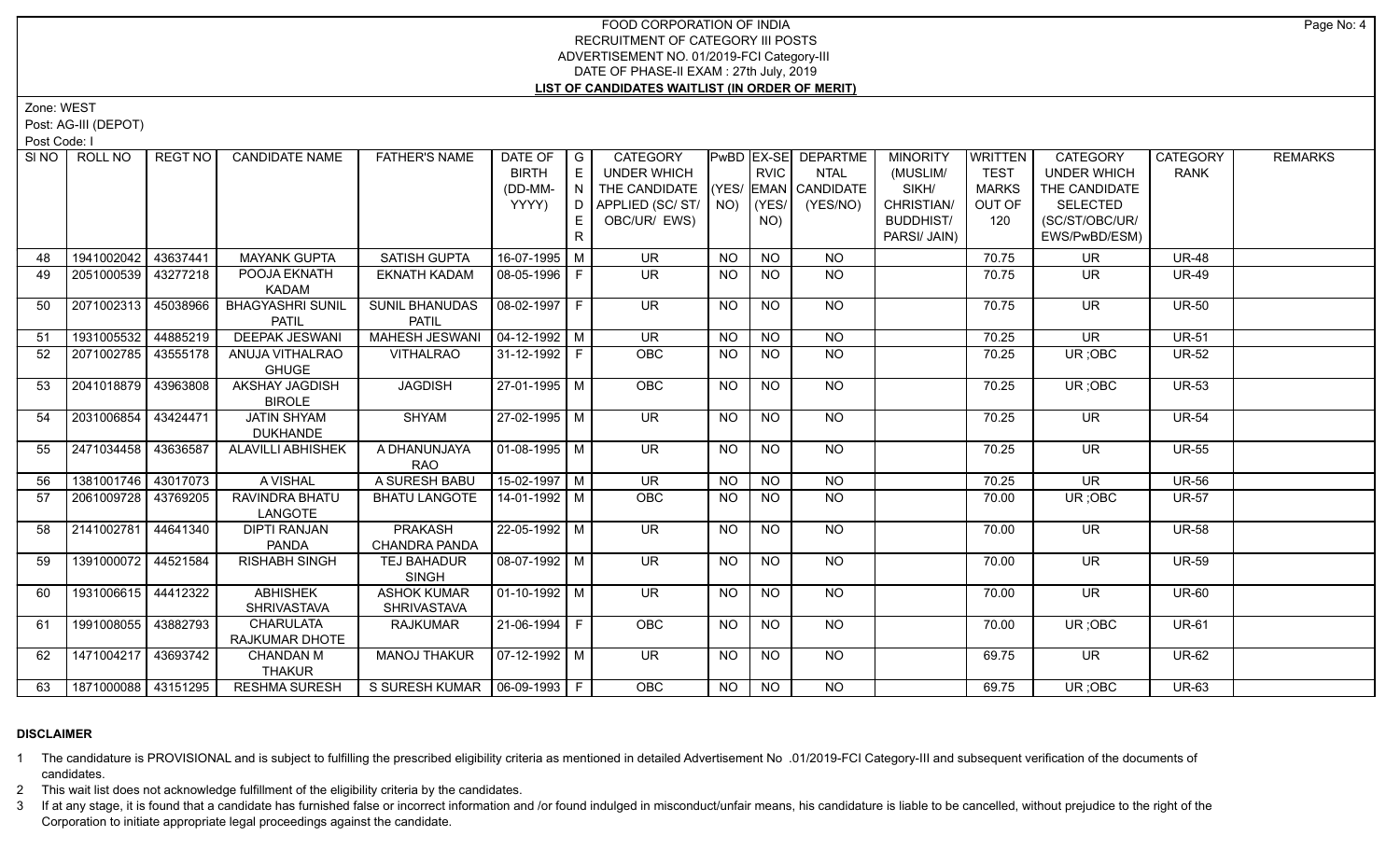# FOOD CORPORATION OF INDIA
## RECRUITMENT OF CATEGORY III POSTS
### ADVERTISEMENT NO. 01/2019-FCI Category-III
### DATE OF PHASE-II EXAM : 27th July, 2019
### LIST OF CANDIDATES WAITLIST (IN ORDER OF MERIT)

Zone: WEST

Post: AG-III (DEPOT)

Post Code: I

| Sl NO | ROLL NO | REGT NO | CANDIDATE NAME | FATHER'S NAME | DATE OF BIRTH (DD-MM-YYYY) | GENDER | CATEGORY UNDER WHICH THE CANDIDATE APPLIED (SC/ ST/ OBC/UR/ EWS) | PwBD (YES/ NO) | EX-SERVICEMAN (YES/ NO) | DEPARTMENTAL CANDIDATE (YES/NO) | MINORITY (MUSLIM/ SIKH/ CHRISTIAN/ BUDDHIST/ PARSI/ JAIN) | WRITTEN TEST MARKS OUT OF 120 | CATEGORY UNDER WHICH THE CANDIDATE SELECTED (SC/ST/OBC/UR/ EWS/PwBD/ESM) | CATEGORY RANK | REMARKS |
|---|---|---|---|---|---|---|---|---|---|---|---|---|---|---|---|
| 48 | 1941002042 | 43637441 | MAYANK GUPTA | SATISH GUPTA | 16-07-1995 | M | UR | NO | NO | NO | | 70.75 | UR | UR-48 | |
| 49 | 2051000539 | 43277218 | POOJA EKNATH KADAM | EKNATH KADAM | 08-05-1996 | F | UR | NO | NO | NO | | 70.75 | UR | UR-49 | |
| 50 | 2071002313 | 45038966 | BHAGYASHRI SUNIL PATIL | SUNIL BHANUDAS PATIL | 08-02-1997 | F | UR | NO | NO | NO | | 70.75 | UR | UR-50 | |
| 51 | 1931005532 | 44885219 | DEEPAK JESWANI | MAHESH JESWANI | 04-12-1992 | M | UR | NO | NO | NO | | 70.25 | UR | UR-51 | |
| 52 | 2071002785 | 43555178 | ANUJA VITHALRAO GHUGE | VITHALRAO | 31-12-1992 | F | OBC | NO | NO | NO | | 70.25 | UR ;OBC | UR-52 | |
| 53 | 2041018879 | 43963808 | AKSHAY JAGDISH BIROLE | JAGDISH | 27-01-1995 | M | OBC | NO | NO | NO | | 70.25 | UR ;OBC | UR-53 | |
| 54 | 2031006854 | 43424471 | JATIN SHYAM DUKHANDE | SHYAM | 27-02-1995 | M | UR | NO | NO | NO | | 70.25 | UR | UR-54 | |
| 55 | 2471034458 | 43636587 | ALAVILLI ABHISHEK | A DHANUNJAYA RAO | 01-08-1995 | M | UR | NO | NO | NO | | 70.25 | UR | UR-55 | |
| 56 | 1381001746 | 43017073 | A VISHAL | A SURESH BABU | 15-02-1997 | M | UR | NO | NO | NO | | 70.25 | UR | UR-56 | |
| 57 | 2061009728 | 43769205 | RAVINDRA BHATU LANGOTE | BHATU LANGOTE | 14-01-1992 | M | OBC | NO | NO | NO | | 70.00 | UR ;OBC | UR-57 | |
| 58 | 2141002781 | 44641340 | DIPTI RANJAN PANDA | PRAKASH CHANDRA PANDA | 22-05-1992 | M | UR | NO | NO | NO | | 70.00 | UR | UR-58 | |
| 59 | 1391000072 | 44521584 | RISHABH SINGH | TEJ BAHADUR SINGH | 08-07-1992 | M | UR | NO | NO | NO | | 70.00 | UR | UR-59 | |
| 60 | 1931006615 | 44412322 | ABHISHEK SHRIVASTAVA | ASHOK KUMAR SHRIVASTAVA | 01-10-1992 | M | UR | NO | NO | NO | | 70.00 | UR | UR-60 | |
| 61 | 1991008055 | 43882793 | CHARULATA RAJKUMAR DHOTE | RAJKUMAR | 21-06-1994 | F | OBC | NO | NO | NO | | 70.00 | UR ;OBC | UR-61 | |
| 62 | 1471004217 | 43693742 | CHANDAN M THAKUR | MANOJ THAKUR | 07-12-1992 | M | UR | NO | NO | NO | | 69.75 | UR | UR-62 | |
| 63 | 1871000088 | 43151295 | RESHMA SURESH | S SURESH KUMAR | 06-09-1993 | F | OBC | NO | NO | NO | | 69.75 | UR ;OBC | UR-63 | |

**DISCLAIMER**

1 The candidature is PROVISIONAL and is subject to fulfilling the prescribed eligibility criteria as mentioned in detailed Advertisement No .01/2019-FCI Category-III and subsequent verification of the documents of candidates.

2 This wait list does not acknowledge fulfillment of the eligibility criteria by the candidates.

3 If at any stage, it is found that a candidate has furnished false or incorrect information and /or found indulged in misconduct/unfair means, his candidature is liable to be cancelled, without prejudice to the right of the Corporation to initiate appropriate legal proceedings against the candidate.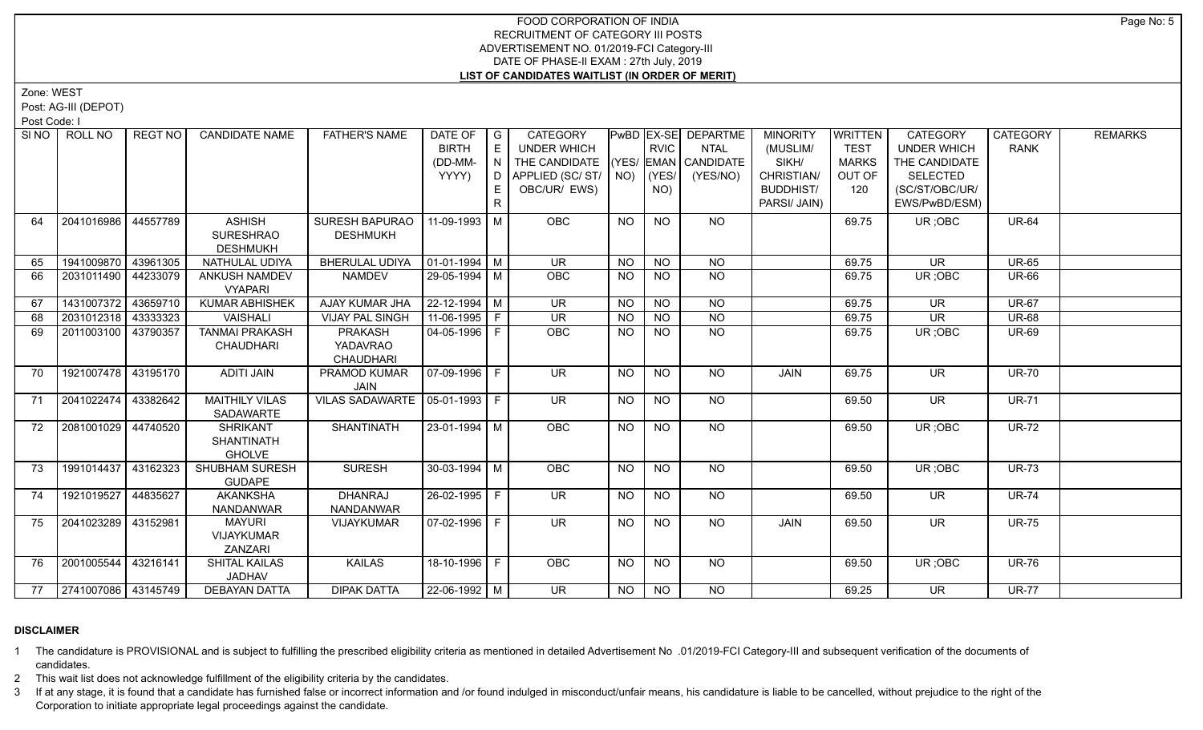FOOD CORPORATION OF INDIA
RECRUITMENT OF CATEGORY III POSTS
ADVERTISEMENT NO. 01/2019-FCI Category-III
DATE OF PHASE-II EXAM : 27th July, 2019
**LIST OF CANDIDATES WAITLIST (IN ORDER OF MERIT)**

Zone: WEST
Post: AG-III (DEPOT)
Post Code: I

| Sl NO | ROLL NO | REGT NO | CANDIDATE NAME | FATHER'S NAME | DATE OF BIRTH (DD-MM-YYYY) | GENDER | CATEGORY UNDER WHICH THE CANDIDATE APPLIED (SC/ ST/ OBC/UR/ EWS) | PwBD (YES/ NO) | EX-SERVICEMAN (YES/ NO) | DEPARTMENTAL CANDIDATE (YES/NO) | MINORITY (MUSLIM/ SIKH/ CHRISTIAN/ BUDDHIST/ PARSI/ JAIN) | WRITTEN TEST MARKS OUT OF 120 | CATEGORY UNDER WHICH THE CANDIDATE SELECTED (SC/ST/OBC/UR/ EWS/PwBD/ESM) | CATEGORY RANK | REMARKS |
|---|---|---|---|---|---|---|---|---|---|---|---|---|---|---|---|
| 64 | 2041016986 | 44557789 | ASHISH SURESHRAO DESHMUKH | SURESH BAPURAO DESHMUKH | 11-09-1993 | M | OBC | NO | NO | NO | | 69.75 | UR ;OBC | UR-64 | |
| 65 | 1941009870 | 43961305 | NATHULAL UDIYA | BHERULAL UDIYA | 01-01-1994 | M | UR | NO | NO | NO | | 69.75 | UR | UR-65 | |
| 66 | 2031011490 | 44233079 | ANKUSH NAMDEV VYAPARI | NAMDEV | 29-05-1994 | M | OBC | NO | NO | NO | | 69.75 | UR ;OBC | UR-66 | |
| 67 | 1431007372 | 43659710 | KUMAR ABHISHEK | AJAY KUMAR JHA | 22-12-1994 | M | UR | NO | NO | NO | | 69.75 | UR | UR-67 | |
| 68 | 2031012318 | 43333323 | VAISHALI | VIJAY PAL SINGH | 11-06-1995 | F | UR | NO | NO | NO | | 69.75 | UR | UR-68 | |
| 69 | 2011003100 | 43790357 | TANMAI PRAKASH CHAUDHARI | PRAKASH YADAVRAO CHAUDHARI | 04-05-1996 | F | OBC | NO | NO | NO | | 69.75 | UR ;OBC | UR-69 | |
| 70 | 1921007478 | 43195170 | ADITI JAIN | PRAMOD KUMAR JAIN | 07-09-1996 | F | UR | NO | NO | NO | JAIN | 69.75 | UR | UR-70 | |
| 71 | 2041022474 | 43382642 | MAITHILY VILAS SADAWARTE | VILAS SADAWARTE | 05-01-1993 | F | UR | NO | NO | NO | | 69.50 | UR | UR-71 | |
| 72 | 2081001029 | 44740520 | SHRIKANT SHANTINATH GHOLVE | SHANTINATH | 23-01-1994 | M | OBC | NO | NO | NO | | 69.50 | UR ;OBC | UR-72 | |
| 73 | 1991014437 | 43162323 | SHUBHAM SURESH GUDAPE | SURESH | 30-03-1994 | M | OBC | NO | NO | NO | | 69.50 | UR ;OBC | UR-73 | |
| 74 | 1921019527 | 44835627 | AKANKSHA NANDANWAR | DHANRAJ NANDANWAR | 26-02-1995 | F | UR | NO | NO | NO | | 69.50 | UR | UR-74 | |
| 75 | 2041023289 | 43152981 | MAYURI VIJAYKUMAR ZANZARI | VIJAYKUMAR | 07-02-1996 | F | UR | NO | NO | NO | JAIN | 69.50 | UR | UR-75 | |
| 76 | 2001005544 | 43216141 | SHITAL KAILAS JADHAV | KAILAS | 18-10-1996 | F | OBC | NO | NO | NO | | 69.50 | UR ;OBC | UR-76 | |
| 77 | 2741007086 | 43145749 | DEBAYAN DATTA | DIPAK DATTA | 22-06-1992 | M | UR | NO | NO | NO | | 69.25 | UR | UR-77 | |

**DISCLAIMER**

1 The candidature is PROVISIONAL and is subject to fulfilling the prescribed eligibility criteria as mentioned in detailed Advertisement No .01/2019-FCI Category-III and subsequent verification of the documents of candidates.

2 This wait list does not acknowledge fulfillment of the eligibility criteria by the candidates.

3 If at any stage, it is found that a candidate has furnished false or incorrect information and /or found indulged in misconduct/unfair means, his candidature is liable to be cancelled, without prejudice to the right of the Corporation to initiate appropriate legal proceedings against the candidate.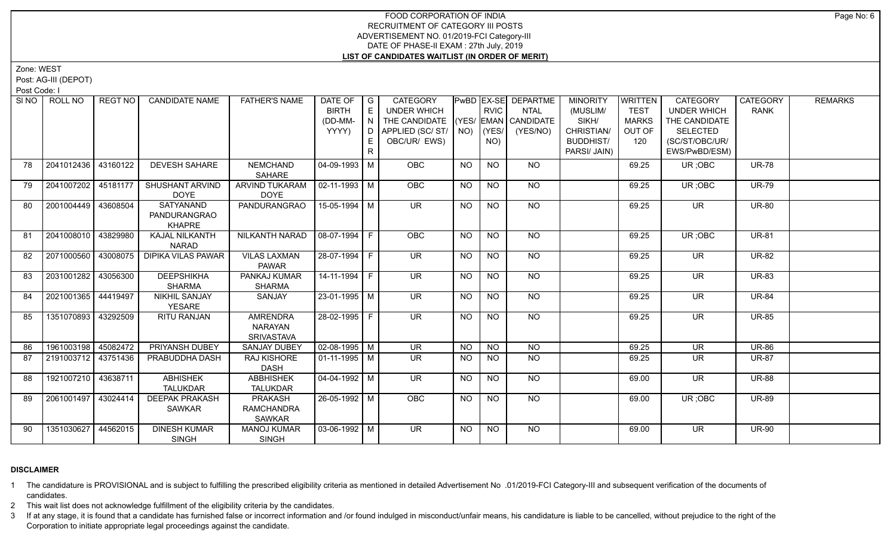# FOOD CORPORATION OF INDIA
## RECRUITMENT OF CATEGORY III POSTS
## ADVERTISEMENT NO. 01/2019-FCI Category-III
## DATE OF PHASE-II EXAM : 27th July, 2019
## LIST OF CANDIDATES WAITLIST (IN ORDER OF MERIT)

Zone: WEST

Post: AG-III (DEPOT)

Post Code: I

| SI NO | ROLL NO | REGT NO | CANDIDATE NAME | FATHER'S NAME | DATE OF BIRTH (DD-MM-YYYY) | GENDER | CATEGORY UNDER WHICH THE CANDIDATE APPLIED (SC/ ST/ OBC/UR/ EWS) | PwBD (YES/ NO) | EX-SERVICEMAN (YES/ NO) | DEPARTMENTAL CANDIDATE (YES/NO) | MINORITY (MUSLIM/ SIKH/ CHRISTIAN/ BUDDHIST/ PARSI/ JAIN) | WRITTEN TEST MARKS OUT OF 120 | CATEGORY UNDER WHICH THE CANDIDATE SELECTED (SC/ST/OBC/UR/ EWS/PwBD/ESM) | CATEGORY RANK | REMARKS |
|---|---|---|---|---|---|---|---|---|---|---|---|---|---|---|---|
| 78 | 2041012436 | 43160122 | DEVESH SAHARE | NEMCHAND SAHARE | 04-09-1993 | M | OBC | NO | NO | NO | | 69.25 | UR ;OBC | UR-78 | |
| 79 | 2041007202 | 45181177 | SHUSHANT ARVIND DOYE | ARVIND TUKARAM DOYE | 02-11-1993 | M | OBC | NO | NO | NO | | 69.25 | UR ;OBC | UR-79 | |
| 80 | 2001004449 | 43608504 | SATYANAND PANDURANGRAO KHAPRE | PANDURANGRAO | 15-05-1994 | M | UR | NO | NO | NO | | 69.25 | UR | UR-80 | |
| 81 | 2041008010 | 43829980 | KAJAL NILKANTH NARAD | NILKANTH NARAD | 08-07-1994 | F | OBC | NO | NO | NO | | 69.25 | UR ;OBC | UR-81 | |
| 82 | 2071000560 | 43008075 | DIPIKA VILAS PAWAR | VILAS LAXMAN PAWAR | 28-07-1994 | F | UR | NO | NO | NO | | 69.25 | UR | UR-82 | |
| 83 | 2031001282 | 43056300 | DEEPSHIKHA SHARMA | PANKAJ KUMAR SHARMA | 14-11-1994 | F | UR | NO | NO | NO | | 69.25 | UR | UR-83 | |
| 84 | 2021001365 | 44419497 | NIKHIL SANJAY YESARE | SANJAY | 23-01-1995 | M | UR | NO | NO | NO | | 69.25 | UR | UR-84 | |
| 85 | 1351070893 | 43292509 | RITU RANJAN | AMRENDRA NARAYAN SRIVASTAVA | 28-02-1995 | F | UR | NO | NO | NO | | 69.25 | UR | UR-85 | |
| 86 | 1961003198 | 45082472 | PRIYANSH DUBEY | SANJAY DUBEY | 02-08-1995 | M | UR | NO | NO | NO | | 69.25 | UR | UR-86 | |
| 87 | 2191003712 | 43751436 | PRABUDDHA DASH | RAJ KISHORE DASH | 01-11-1995 | M | UR | NO | NO | NO | | 69.25 | UR | UR-87 | |
| 88 | 1921007210 | 43638711 | ABHISHEK TALUKDAR | ABBHISHEK TALUKDAR | 04-04-1992 | M | UR | NO | NO | NO | | 69.00 | UR | UR-88 | |
| 89 | 2061001497 | 43024414 | DEEPAK PRAKASH SAWKAR | PRAKASH RAMCHANDRA SAWKAR | 26-05-1992 | M | OBC | NO | NO | NO | | 69.00 | UR ;OBC | UR-89 | |
| 90 | 1351030627 | 44562015 | DINESH KUMAR SINGH | MANOJ KUMAR SINGH | 03-06-1992 | M | UR | NO | NO | NO | | 69.00 | UR | UR-90 | |

### DISCLAIMER

1. The candidature is PROVISIONAL and is subject to fulfilling the prescribed eligibility criteria as mentioned in detailed Advertisement No .01/2019-FCI Category-III and subsequent verification of the documents of candidates.
2. This wait list does not acknowledge fulfillment of the eligibility criteria by the candidates.
3. If at any stage, it is found that a candidate has furnished false or incorrect information and /or found indulged in misconduct/unfair means, his candidature is liable to be cancelled, without prejudice to the right of the Corporation to initiate appropriate legal proceedings against the candidate.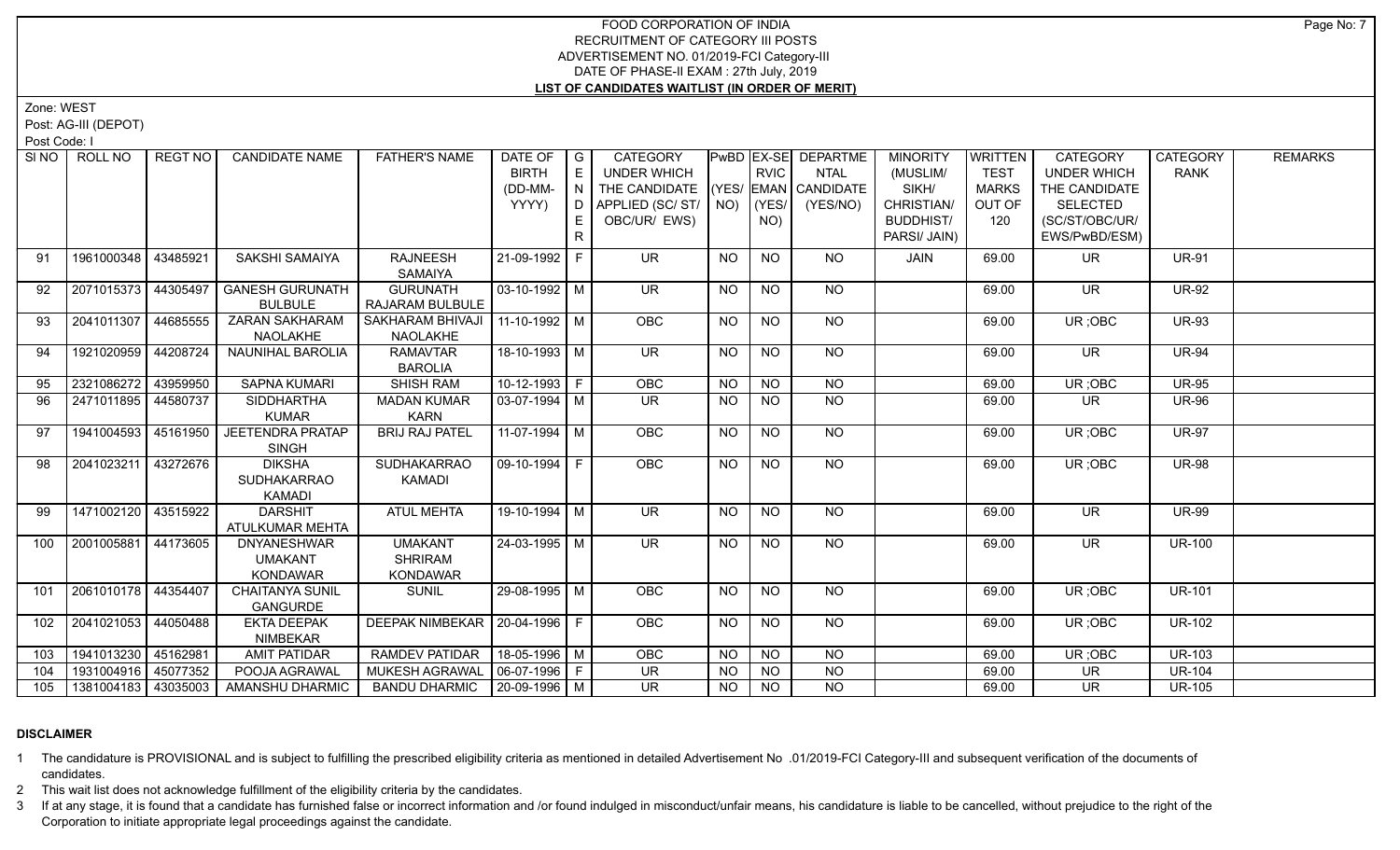# FOOD CORPORATION OF INDIA
## RECRUITMENT OF CATEGORY III POSTS
## ADVERTISEMENT NO. 01/2019-FCI Category-III
## DATE OF PHASE-II EXAM : 27th July, 2019
## LIST OF CANDIDATES WAITLIST (IN ORDER OF MERIT)

Zone: WEST

Post: AG-III (DEPOT)

Post Code: I

| Sl NO | ROLL NO | REGT NO | CANDIDATE NAME | FATHER'S NAME | DATE OF BIRTH (DD-MM-YYYY) | GENDER | CATEGORY UNDER WHICH THE CANDIDATE APPLIED (SC/ ST/ OBC/UR/ EWS) | PwBD (YES/ NO) | EX-SERVICEMAN (YES/ NO) | DEPARTMENTAL CANDIDATE (YES/NO) | MINORITY (MUSLIM/ SIKH/ CHRISTIAN/ BUDDHIST/ PARSI/ JAIN) | WRITTEN TEST MARKS OUT OF 120 | CATEGORY UNDER WHICH THE CANDIDATE SELECTED (SC/ST/OBC/UR/ EWS/PwBD/ESM) | CATEGORY RANK | REMARKS |
|---|---|---|---|---|---|---|---|---|---|---|---|---|---|---|---|
| 91 | 1961000348 | 43485921 | SAKSHI SAMAIYA | RAJNEESH SAMAIYA | 21-09-1992 | F | UR | NO | NO | NO | JAIN | 69.00 | UR | UR-91 | |
| 92 | 2071015373 | 44305497 | GANESH GURUNATH BULBULE | GURUNATH RAJARAM BULBULE | 03-10-1992 | M | UR | NO | NO | NO | | 69.00 | UR | UR-92 | |
| 93 | 2041011307 | 44685555 | ZARAN SAKHARAM NAOLAKHE | SAKHARAM BHIVAJI NAOLAKHE | 11-10-1992 | M | OBC | NO | NO | NO | | 69.00 | UR ;OBC | UR-93 | |
| 94 | 1921020959 | 44208724 | NAUNIHAL BAROLIA | RAMAVTAR BAROLIA | 18-10-1993 | M | UR | NO | NO | NO | | 69.00 | UR | UR-94 | |
| 95 | 2321086272 | 43959950 | SAPNA KUMARI | SHISH RAM | 10-12-1993 | F | OBC | NO | NO | NO | | 69.00 | UR ;OBC | UR-95 | |
| 96 | 2471011895 | 44580737 | SIDDHARTHA KUMAR | MADAN KUMAR KARN | 03-07-1994 | M | UR | NO | NO | NO | | 69.00 | UR | UR-96 | |
| 97 | 1941004593 | 45161950 | JEETENDRA PRATAP SINGH | BRIJ RAJ PATEL | 11-07-1994 | M | OBC | NO | NO | NO | | 69.00 | UR ;OBC | UR-97 | |
| 98 | 2041023211 | 43272676 | DIKSHA SUDHAKARRAO KAMADI | SUDHAKARRAO KAMADI | 09-10-1994 | F | OBC | NO | NO | NO | | 69.00 | UR ;OBC | UR-98 | |
| 99 | 1471002120 | 43515922 | DARSHIT ATULKUMAR MEHTA | ATUL MEHTA | 19-10-1994 | M | UR | NO | NO | NO | | 69.00 | UR | UR-99 | |
| 100 | 2001005881 | 44173605 | DNYANESHWAR UMAKANT KONDAWAR | UMAKANT SHRIRAM KONDAWAR | 24-03-1995 | M | UR | NO | NO | NO | | 69.00 | UR | UR-100 | |
| 101 | 2061010178 | 44354407 | CHAITANYA SUNIL GANGURDE | SUNIL | 29-08-1995 | M | OBC | NO | NO | NO | | 69.00 | UR ;OBC | UR-101 | |
| 102 | 2041021053 | 44050488 | EKTA DEEPAK NIMBEKAR | DEEPAK NIMBEKAR | 20-04-1996 | F | OBC | NO | NO | NO | | 69.00 | UR ;OBC | UR-102 | |
| 103 | 1941013230 | 45162981 | AMIT PATIDAR | RAMDEV PATIDAR | 18-05-1996 | M | OBC | NO | NO | NO | | 69.00 | UR ;OBC | UR-103 | |
| 104 | 1931004916 | 45077352 | POOJA AGRAWAL | MUKESH AGRAWAL | 06-07-1996 | F | UR | NO | NO | NO | | 69.00 | UR | UR-104 | |
| 105 | 1381004183 | 43035003 | AMANSHU DHARMIC | BANDU DHARMIC | 20-09-1996 | M | UR | NO | NO | NO | | 69.00 | UR | UR-105 | |

**DISCLAIMER**

1 The candidature is PROVISIONAL and is subject to fulfilling the prescribed eligibility criteria as mentioned in detailed Advertisement No .01/2019-FCI Category-III and subsequent verification of the documents of candidates.

2 This wait list does not acknowledge fulfillment of the eligibility criteria by the candidates.

3 If at any stage, it is found that a candidate has furnished false or incorrect information and /or found indulged in misconduct/unfair means, his candidature is liable to be cancelled, without prejudice to the right of the Corporation to initiate appropriate legal proceedings against the candidate.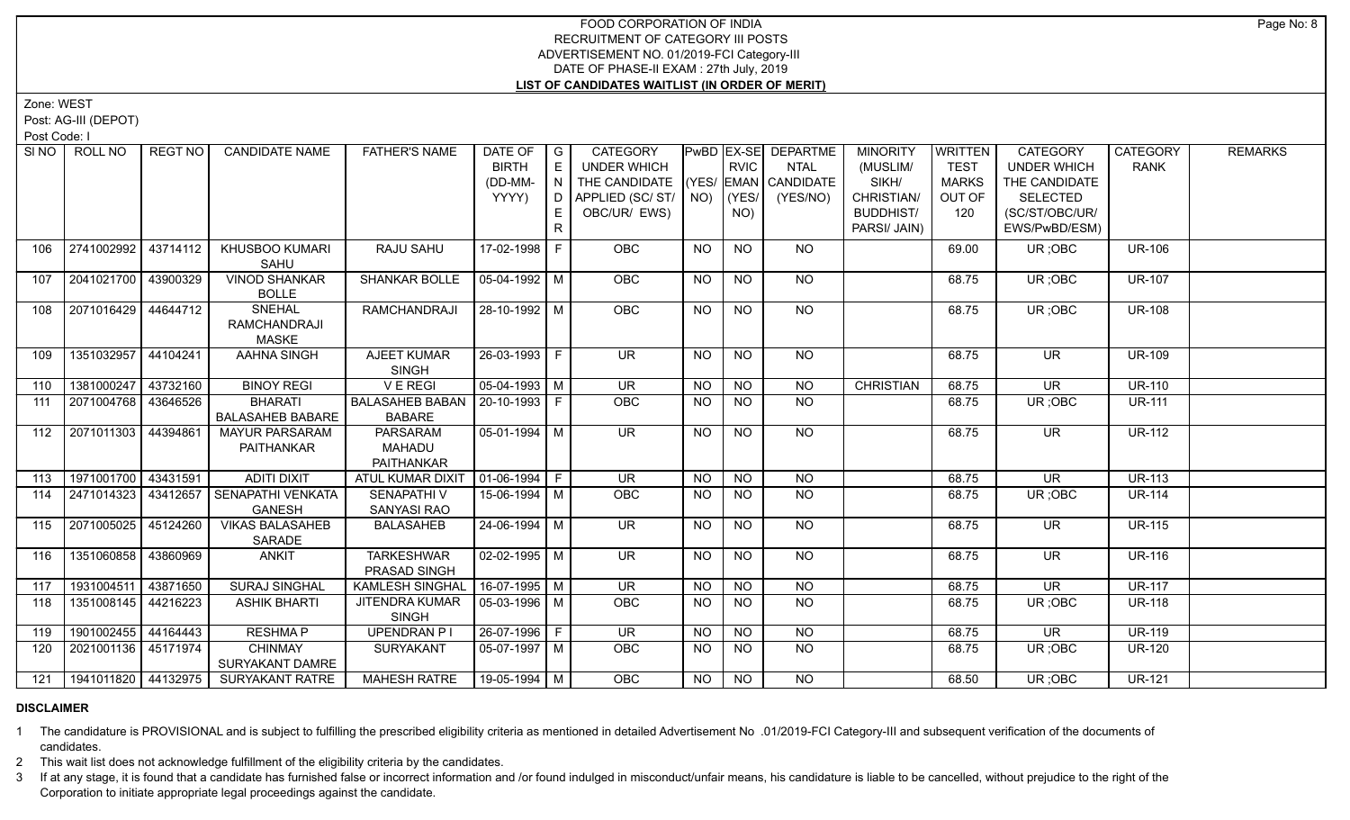# FOOD CORPORATION OF INDIA
## RECRUITMENT OF CATEGORY III POSTS
## ADVERTISEMENT NO. 01/2019-FCI Category-III
## DATE OF PHASE-II EXAM : 27th July, 2019
## LIST OF CANDIDATES WAITLIST (IN ORDER OF MERIT)

Zone: WEST

Post: AG-III (DEPOT)

Post Code: I

| Sl NO | ROLL NO | REGT NO | CANDIDATE NAME | FATHER'S NAME | DATE OF BIRTH (DD-MM-YYYY) | GENDER | CATEGORY UNDER WHICH THE CANDIDATE APPLIED (SC/ ST/ OBC/UR/ EWS) | PwBD (YES/ NO) | EX-SERVICEMAN (YES/ NO) | DEPARTMENTAL CANDIDATE (YES/NO) | MINORITY (MUSLIM/ SIKH/ CHRISTIAN/ BUDDHIST/ PARSI/ JAIN) | WRITTEN TEST MARKS OUT OF 120 | CATEGORY UNDER WHICH THE CANDIDATE SELECTED (SC/ST/OBC/UR/ EWS/PwBD/ESM) | CATEGORY RANK | REMARKS |
|---|---|---|---|---|---|---|---|---|---|---|---|---|---|---|---|
| 106 | 2741002992 | 43714112 | KHUSBOO KUMARI SAHU | RAJU SAHU | 17-02-1998 | F | OBC | NO | NO | NO | | 69.00 | UR ;OBC | UR-106 | |
| 107 | 2041021700 | 43900329 | VINOD SHANKAR BOLLE | SHANKAR BOLLE | 05-04-1992 | M | OBC | NO | NO | NO | | 68.75 | UR ;OBC | UR-107 | |
| 108 | 2071016429 | 44644712 | SNEHAL RAMCHANDRAJI MASKE | RAMCHANDRAJI | 28-10-1992 | M | OBC | NO | NO | NO | | 68.75 | UR ;OBC | UR-108 | |
| 109 | 1351032957 | 44104241 | AAHNA SINGH | AJEET KUMAR SINGH | 26-03-1993 | F | UR | NO | NO | NO | | 68.75 | UR | UR-109 | |
| 110 | 1381000247 | 43732160 | BINOY REGI | V E REGI | 05-04-1993 | M | UR | NO | NO | NO | CHRISTIAN | 68.75 | UR | UR-110 | |
| 111 | 2071004768 | 43646526 | BHARATI BALASAHEB BABARE | BALASAHEB BABAN BABARE | 20-10-1993 | F | OBC | NO | NO | NO | | 68.75 | UR ;OBC | UR-111 | |
| 112 | 2071011303 | 44394861 | MAYUR PARSARAM PAITHANKAR | PARSARAM MAHADU PAITHANKAR | 05-01-1994 | M | UR | NO | NO | NO | | 68.75 | UR | UR-112 | |
| 113 | 1971001700 | 43431591 | ADITI DIXIT | ATUL KUMAR DIXIT | 01-06-1994 | F | UR | NO | NO | NO | | 68.75 | UR | UR-113 | |
| 114 | 2471014323 | 43412657 | SENAPATHI VENKATA GANESH | SENAPATHI V SANYASI RAO | 15-06-1994 | M | OBC | NO | NO | NO | | 68.75 | UR ;OBC | UR-114 | |
| 115 | 2071005025 | 45124260 | VIKAS BALASAHEB SARADE | BALASAHEB | 24-06-1994 | M | UR | NO | NO | NO | | 68.75 | UR | UR-115 | |
| 116 | 1351060858 | 43860969 | ANKIT | TARKESHWAR PRASAD SINGH | 02-02-1995 | M | UR | NO | NO | NO | | 68.75 | UR | UR-116 | |
| 117 | 1931004511 | 43871650 | SURAJ SINGHAL | KAMLESH SINGHAL | 16-07-1995 | M | UR | NO | NO | NO | | 68.75 | UR | UR-117 | |
| 118 | 1351008145 | 44216223 | ASHIK BHARTI | JITENDRA KUMAR SINGH | 05-03-1996 | M | OBC | NO | NO | NO | | 68.75 | UR ;OBC | UR-118 | |
| 119 | 1901002455 | 44164443 | RESHMA P | UPENDRAN P I | 26-07-1996 | F | UR | NO | NO | NO | | 68.75 | UR | UR-119 | |
| 120 | 2021001136 | 45171974 | CHINMAY SURYAKANT DAMRE | SURYAKANT | 05-07-1997 | M | OBC | NO | NO | NO | | 68.75 | UR ;OBC | UR-120 | |
| 121 | 1941011820 | 44132975 | SURYAKANT RATRE | MAHESH RATRE | 19-05-1994 | M | OBC | NO | NO | NO | | 68.50 | UR ;OBC | UR-121 | |

**DISCLAIMER**

1 The candidature is PROVISIONAL and is subject to fulfilling the prescribed eligibility criteria as mentioned in detailed Advertisement No .01/2019-FCI Category-III and subsequent verification of the documents of candidates.

2 This wait list does not acknowledge fulfillment of the eligibility criteria by the candidates.

3 If at any stage, it is found that a candidate has furnished false or incorrect information and /or found indulged in misconduct/unfair means, his candidature is liable to be cancelled, without prejudice to the right of the Corporation to initiate appropriate legal proceedings against the candidate.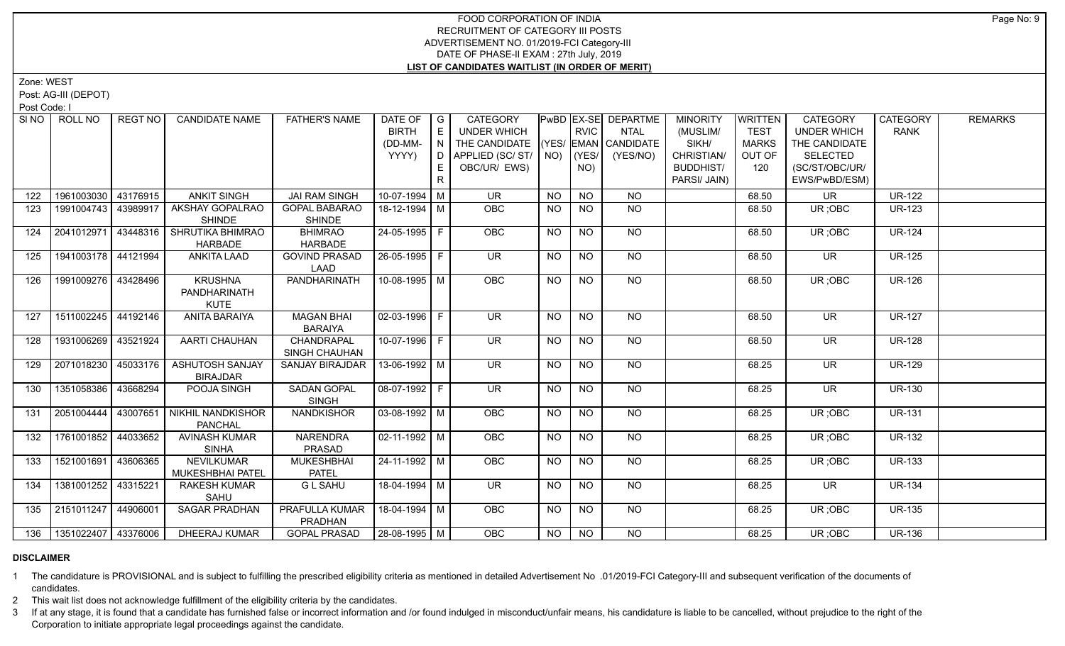FOOD CORPORATION OF INDIA
RECRUITMENT OF CATEGORY III POSTS
ADVERTISEMENT NO. 01/2019-FCI Category-III
DATE OF PHASE-II EXAM : 27th July, 2019
**LIST OF CANDIDATES WAITLIST (IN ORDER OF MERIT)**

Zone: WEST

Post: AG-III (DEPOT)

Post Code: I

| Sl NO | ROLL NO | REGT NO | CANDIDATE NAME | FATHER'S NAME | DATE OF BIRTH (DD-MM-YYYY) | GENDER | CATEGORY UNDER WHICH THE CANDIDATE APPLIED (SC/ ST/ OBC/UR/ EWS) | PwBD (YES/ NO) | EX-SERVICEMAN (YES/ NO) | DEPARTMENTAL CANDIDATE (YES/NO) | MINORITY (MUSLIM/ SIKH/ CHRISTIAN/ BUDDHIST/ PARSI/ JAIN) | WRITTEN TEST MARKS OUT OF 120 | CATEGORY UNDER WHICH THE CANDIDATE SELECTED (SC/ST/OBC/UR/ EWS/PwBD/ESM) | CATEGORY RANK | REMARKS |
|---|---|---|---|---|---|---|---|---|---|---|---|---|---|---|---|
| 122 | 1961003030 | 43176915 | ANKIT SINGH | JAI RAM SINGH | 10-07-1994 | M | UR | NO | NO | NO | | 68.50 | UR | UR-122 | |
| 123 | 1991004743 | 43989917 | AKSHAY GOPALRAO SHINDE | GOPAL BABARAO SHINDE | 18-12-1994 | M | OBC | NO | NO | NO | | 68.50 | UR ;OBC | UR-123 | |
| 124 | 2041012971 | 43448316 | SHRUTIKA BHIMRAO HARBADE | BHIMRAO HARBADE | 24-05-1995 | F | OBC | NO | NO | NO | | 68.50 | UR ;OBC | UR-124 | |
| 125 | 1941003178 | 44121994 | ANKITA LAAD | GOVIND PRASAD LAAD | 26-05-1995 | F | UR | NO | NO | NO | | 68.50 | UR | UR-125 | |
| 126 | 1991009276 | 43428496 | KRUSHNA PANDHARINATH KUTE | PANDHARINATH | 10-08-1995 | M | OBC | NO | NO | NO | | 68.50 | UR ;OBC | UR-126 | |
| 127 | 1511002245 | 44192146 | ANITA BARAIYA | MAGAN BHAI BARAIYA | 02-03-1996 | F | UR | NO | NO | NO | | 68.50 | UR | UR-127 | |
| 128 | 1931006269 | 43521924 | AARTI CHAUHAN | CHANDRAPAL SINGH CHAUHAN | 10-07-1996 | F | UR | NO | NO | NO | | 68.50 | UR | UR-128 | |
| 129 | 2071018230 | 45033176 | ASHUTOSH SANJAY BIRAJDAR | SANJAY BIRAJDAR | 13-06-1992 | M | UR | NO | NO | NO | | 68.25 | UR | UR-129 | |
| 130 | 1351058386 | 43668294 | POOJA SINGH | SADAN GOPAL SINGH | 08-07-1992 | F | UR | NO | NO | NO | | 68.25 | UR | UR-130 | |
| 131 | 2051004444 | 43007651 | NIKHIL NANDKISHOR PANCHAL | NANDKISHOR | 03-08-1992 | M | OBC | NO | NO | NO | | 68.25 | UR ;OBC | UR-131 | |
| 132 | 1761001852 | 44033652 | AVINASH KUMAR SINHA | NARENDRA PRASAD | 02-11-1992 | M | OBC | NO | NO | NO | | 68.25 | UR ;OBC | UR-132 | |
| 133 | 1521001691 | 43606365 | NEVILKUMAR MUKESHBHAI PATEL | MUKESHBHAI PATEL | 24-11-1992 | M | OBC | NO | NO | NO | | 68.25 | UR ;OBC | UR-133 | |
| 134 | 1381001252 | 43315221 | RAKESH KUMAR SAHU | G L SAHU | 18-04-1994 | M | UR | NO | NO | NO | | 68.25 | UR | UR-134 | |
| 135 | 2151011247 | 44906001 | SAGAR PRADHAN | PRAFULLA KUMAR PRADHAN | 18-04-1994 | M | OBC | NO | NO | NO | | 68.25 | UR ;OBC | UR-135 | |
| 136 | 1351022407 | 43376006 | DHEERAJ KUMAR | GOPAL PRASAD | 28-08-1995 | M | OBC | NO | NO | NO | | 68.25 | UR ;OBC | UR-136 | |

**DISCLAIMER**

1 The candidature is PROVISIONAL and is subject to fulfilling the prescribed eligibility criteria as mentioned in detailed Advertisement No .01/2019-FCI Category-III and subsequent verification of the documents of candidates.

2 This wait list does not acknowledge fulfillment of the eligibility criteria by the candidates.

3 If at any stage, it is found that a candidate has furnished false or incorrect information and /or found indulged in misconduct/unfair means, his candidature is liable to be cancelled, without prejudice to the right of the Corporation to initiate appropriate legal proceedings against the candidate.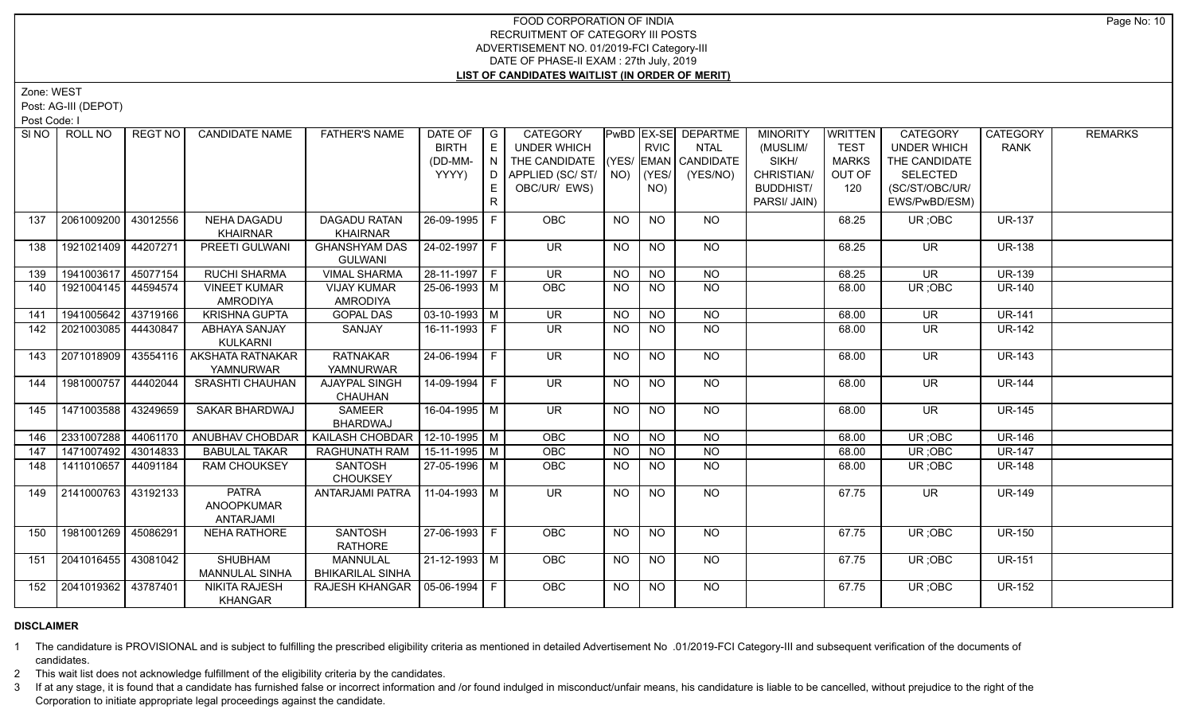# FOOD CORPORATION OF INDIA
## RECRUITMENT OF CATEGORY III POSTS
## ADVERTISEMENT NO. 01/2019-FCI Category-III
## DATE OF PHASE-II EXAM : 27th July, 2019
## LIST OF CANDIDATES WAITLIST (IN ORDER OF MERIT)

Zone: WEST

Post: AG-III (DEPOT)

Post Code: I

| Sl NO | ROLL NO | REGT NO | CANDIDATE NAME | FATHER'S NAME | DATE OF BIRTH (DD-MM-YYYY) | GENDER | CATEGORY UNDER WHICH THE CANDIDATE APPLIED (SC/ ST/ OBC/UR/ EWS) | PwBD (YES/ NO) | EX-SERVICEMAN (YES/ NO) | DEPARTMENTAL CANDIDATE (YES/NO) | MINORITY (MUSLIM/ SIKH/ CHRISTIAN/ BUDDHIST/ PARSI/ JAIN) | WRITTEN TEST MARKS OUT OF 120 | CATEGORY UNDER WHICH THE CANDIDATE SELECTED (SC/ST/OBC/UR/ EWS/PwBD/ESM) | CATEGORY RANK | REMARKS |
|---|---|---|---|---|---|---|---|---|---|---|---|---|---|---|---|
| 137 | 2061009200 | 43012556 | NEHA DAGADU KHAIRNAR | DAGADU RATAN KHAIRNAR | 26-09-1995 | F | OBC | NO | NO | NO | | 68.25 | UR ;OBC | UR-137 | |
| 138 | 1921021409 | 44207271 | PREETI GULWANI | GHANSHYAM DAS GULWANI | 24-02-1997 | F | UR | NO | NO | NO | | 68.25 | UR | UR-138 | |
| 139 | 1941003617 | 45077154 | RUCHI SHARMA | VIMAL SHARMA | 28-11-1997 | F | UR | NO | NO | NO | | 68.25 | UR | UR-139 | |
| 140 | 1921004145 | 44594574 | VINEET KUMAR AMRODIYA | VIJAY KUMAR AMRODIYA | 25-06-1993 | M | OBC | NO | NO | NO | | 68.00 | UR ;OBC | UR-140 | |
| 141 | 1941005642 | 43719166 | KRISHNA GUPTA | GOPAL DAS | 03-10-1993 | M | UR | NO | NO | NO | | 68.00 | UR | UR-141 | |
| 142 | 2021003085 | 44430847 | ABHAYA SANJAY KULKARNI | SANJAY | 16-11-1993 | F | UR | NO | NO | NO | | 68.00 | UR | UR-142 | |
| 143 | 2071018909 | 43554116 | AKSHATA RATNAKAR YAMNURWAR | RATNAKAR YAMNURWAR | 24-06-1994 | F | UR | NO | NO | NO | | 68.00 | UR | UR-143 | |
| 144 | 1981000757 | 44402044 | SRASHTI CHAUHAN | AJAYPAL SINGH CHAUHAN | 14-09-1994 | F | UR | NO | NO | NO | | 68.00 | UR | UR-144 | |
| 145 | 1471003588 | 43249659 | SAKAR BHARDWAJ | SAMEER BHARDWAJ | 16-04-1995 | M | UR | NO | NO | NO | | 68.00 | UR | UR-145 | |
| 146 | 2331007288 | 44061170 | ANUBHAV CHOBDAR | KAILASH CHOBDAR | 12-10-1995 | M | OBC | NO | NO | NO | | 68.00 | UR ;OBC | UR-146 | |
| 147 | 1471007492 | 43014833 | BABULAL TAKAR | RAGHUNATH RAM | 15-11-1995 | M | OBC | NO | NO | NO | | 68.00 | UR ;OBC | UR-147 | |
| 148 | 1411010657 | 44091184 | RAM CHOUKSEY | SANTOSH CHOUKSEY | 27-05-1996 | M | OBC | NO | NO | NO | | 68.00 | UR ;OBC | UR-148 | |
| 149 | 2141000763 | 43192133 | PATRA ANOOPKUMAR ANTARJAMI | ANTARJAMI PATRA | 11-04-1993 | M | UR | NO | NO | NO | | 67.75 | UR | UR-149 | |
| 150 | 1981001269 | 45086291 | NEHA RATHORE | SANTOSH RATHORE | 27-06-1993 | F | OBC | NO | NO | NO | | 67.75 | UR ;OBC | UR-150 | |
| 151 | 2041016455 | 43081042 | SHUBHAM MANNULAL SINHA | MANNULAL BHIKARILAL SINHA | 21-12-1993 | M | OBC | NO | NO | NO | | 67.75 | UR ;OBC | UR-151 | |
| 152 | 2041019362 | 43787401 | NIKITA RAJESH KHANGAR | RAJESH KHANGAR | 05-06-1994 | F | OBC | NO | NO | NO | | 67.75 | UR ;OBC | UR-152 | |

**DISCLAIMER**

1 The candidature is PROVISIONAL and is subject to fulfilling the prescribed eligibility criteria as mentioned in detailed Advertisement No .01/2019-FCI Category-III and subsequent verification of the documents of candidates.

2 This wait list does not acknowledge fulfillment of the eligibility criteria by the candidates.

3 If at any stage, it is found that a candidate has furnished false or incorrect information and /or found indulged in misconduct/unfair means, his candidature is liable to be cancelled, without prejudice to the right of the Corporation to initiate appropriate legal proceedings against the candidate.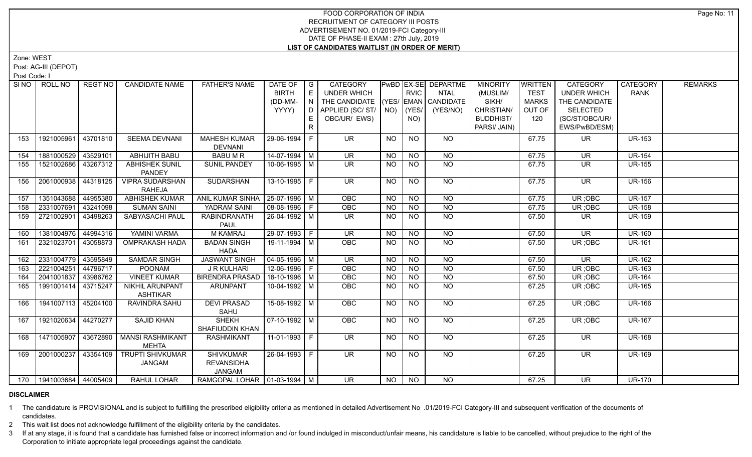# FOOD CORPORATION OF INDIA
## RECRUITMENT OF CATEGORY III POSTS
### ADVERTISEMENT NO. 01/2019-FCI Category-III
### DATE OF PHASE-II EXAM : 27th July, 2019
### LIST OF CANDIDATES WAITLIST (IN ORDER OF MERIT)

Zone: WEST

Post: AG-III (DEPOT)

Post Code: I

| SI NO | ROLL NO | REGT NO | CANDIDATE NAME | FATHER'S NAME | DATE OF BIRTH (DD-MM-YYYY) | GENDER | CATEGORY UNDER WHICH THE CANDIDATE APPLIED (SC/ ST/ OBC/UR/ EWS) | PwBD (YES/ NO) | EX-SERVICEMAN (YES/ NO) | DEPARTMENTAL CANDIDATE (YES/NO) | MINORITY (MUSLIM/ SIKH/ CHRISTIAN/ BUDDHIST/ PARSI/ JAIN) | WRITTEN TEST MARKS OUT OF 120 | CATEGORY UNDER WHICH THE CANDIDATE SELECTED (SC/ST/OBC/UR/ EWS/PwBD/ESM) | CATEGORY RANK | REMARKS |
|---|---|---|---|---|---|---|---|---|---|---|---|---|---|---|---|
| 153 | 1921005961 | 43701810 | SEEMA DEVNANI | MAHESH KUMAR DEVNANI | 29-06-1994 | F | UR | NO | NO | NO | | 67.75 | UR | UR-153 | |
| 154 | 1881000529 | 43529101 | ABHIJITH BABU | BABU M R | 14-07-1994 | M | UR | NO | NO | NO | | 67.75 | UR | UR-154 | |
| 155 | 1521002686 | 43267312 | ABHISHEK SUNIL PANDEY | SUNIL PANDEY | 10-06-1995 | M | UR | NO | NO | NO | | 67.75 | UR | UR-155 | |
| 156 | 2061000938 | 44318125 | VIPRA SUDARSHAN RAHEJA | SUDARSHAN | 13-10-1995 | F | UR | NO | NO | NO | | 67.75 | UR | UR-156 | |
| 157 | 1351043688 | 44955380 | ABHISHEK KUMAR | ANIL KUMAR SINHA | 25-07-1996 | M | OBC | NO | NO | NO | | 67.75 | UR ;OBC | UR-157 | |
| 158 | 2331007691 | 43241098 | SUMAN SAINI | YADRAM SAINI | 08-08-1996 | F | OBC | NO | NO | NO | | 67.75 | UR ;OBC | UR-158 | |
| 159 | 2721002901 | 43498263 | SABYASACHI PAUL | RABINDRANATH PAUL | 26-04-1992 | M | UR | NO | NO | NO | | 67.50 | UR | UR-159 | |
| 160 | 1381004976 | 44994316 | YAMINI VARMA | M KAMRAJ | 29-07-1993 | F | UR | NO | NO | NO | | 67.50 | UR | UR-160 | |
| 161 | 2321023701 | 43058873 | OMPRAKASH HADA | BADAN SINGH HADA | 19-11-1994 | M | OBC | NO | NO | NO | | 67.50 | UR ;OBC | UR-161 | |
| 162 | 2331004779 | 43595849 | SAMDAR SINGH | JASWANT SINGH | 04-05-1996 | M | UR | NO | NO | NO | | 67.50 | UR | UR-162 | |
| 163 | 2221004251 | 44796717 | POONAM | J R KULHARI | 12-06-1996 | F | OBC | NO | NO | NO | | 67.50 | UR ;OBC | UR-163 | |
| 164 | 2041001837 | 43986762 | VINEET KUMAR | BIRENDRA PRASAD | 18-10-1996 | M | OBC | NO | NO | NO | | 67.50 | UR ;OBC | UR-164 | |
| 165 | 1991001414 | 43715247 | NIKHIL ARUNPANT ASHTIKAR | ARUNPANT | 10-04-1992 | M | OBC | NO | NO | NO | | 67.25 | UR ;OBC | UR-165 | |
| 166 | 1941007113 | 45204100 | RAVINDRA SAHU | DEVI PRASAD SAHU | 15-08-1992 | M | OBC | NO | NO | NO | | 67.25 | UR ;OBC | UR-166 | |
| 167 | 1921020634 | 44270277 | SAJID KHAN | SHEKH SHAFIUDDIN KHAN | 07-10-1992 | M | OBC | NO | NO | NO | | 67.25 | UR ;OBC | UR-167 | |
| 168 | 1471005907 | 43672890 | MANSI RASHMIKANT MEHTA | RASHMIKANT | 11-01-1993 | F | UR | NO | NO | NO | | 67.25 | UR | UR-168 | |
| 169 | 2001000237 | 43354109 | TRUPTI SHIVKUMAR JANGAM | SHIVKUMAR REVANSIDHA JANGAM | 26-04-1993 | F | UR | NO | NO | NO | | 67.25 | UR | UR-169 | |
| 170 | 1941003684 | 44005409 | RAHUL LOHAR | RAMGOPAL LOHAR | 01-03-1994 | M | UR | NO | NO | NO | | 67.25 | UR | UR-170 | |

**DISCLAIMER**

1 The candidature is PROVISIONAL and is subject to fulfilling the prescribed eligibility criteria as mentioned in detailed Advertisement No .01/2019-FCI Category-III and subsequent verification of the documents of candidates.

2 This wait list does not acknowledge fulfillment of the eligibility criteria by the candidates.

3 If at any stage, it is found that a candidate has furnished false or incorrect information and /or found indulged in misconduct/unfair means, his candidature is liable to be cancelled, without prejudice to the right of the Corporation to initiate appropriate legal proceedings against the candidate.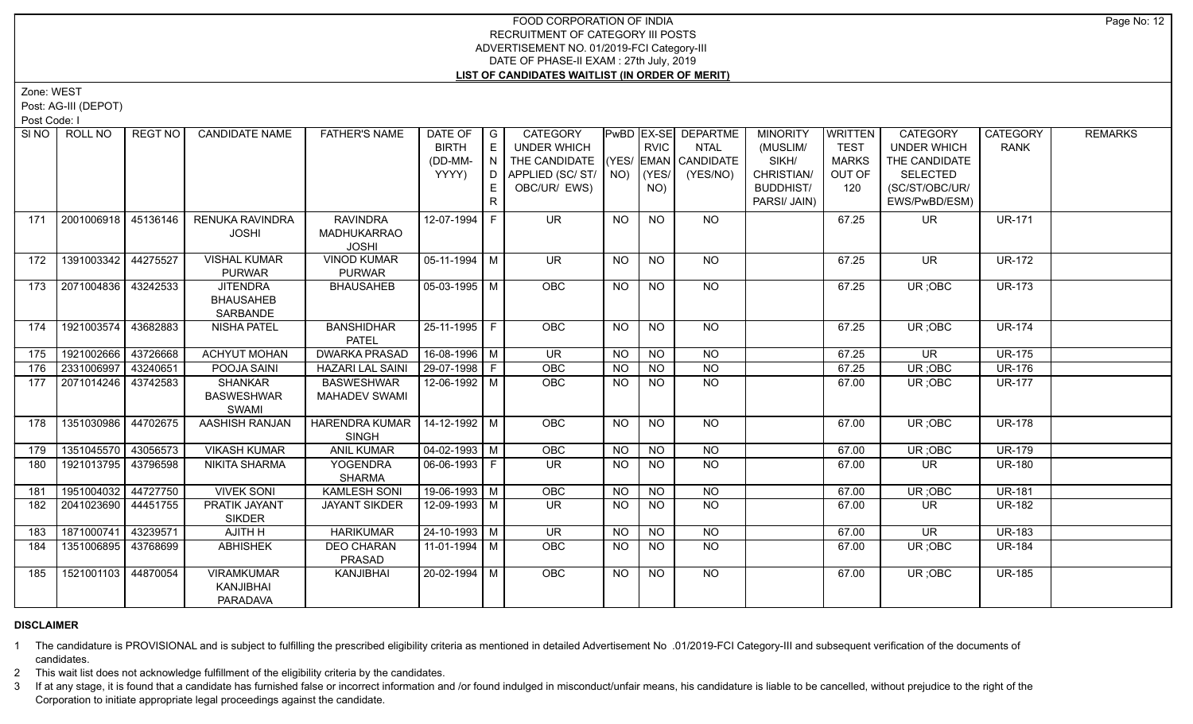FOOD CORPORATION OF INDIA
RECRUITMENT OF CATEGORY III POSTS
ADVERTISEMENT NO. 01/2019-FCI Category-III
DATE OF PHASE-II EXAM : 27th July, 2019
**LIST OF CANDIDATES WAITLIST (IN ORDER OF MERIT)**

Zone: WEST
Post: AG-III (DEPOT)
Post Code: I

| Sl NO | ROLL NO | REGT NO | CANDIDATE NAME | FATHER'S NAME | DATE OF BIRTH (DD-MM-YYYY) | GENDER | CATEGORY UNDER WHICH THE CANDIDATE APPLIED (SC/ ST/ OBC/UR/ EWS) | PwBD (YES/ NO) | EX-SERVICEMAN (YES/ NO) | DEPARTMENTAL CANDIDATE (YES/NO) | MINORITY (MUSLIM/ SIKH/ CHRISTIAN/ BUDDHIST/ PARSI/ JAIN) | WRITTEN TEST MARKS OUT OF 120 | CATEGORY UNDER WHICH THE CANDIDATE SELECTED (SC/ST/OBC/UR/ EWS/PwBD/ESM) | CATEGORY RANK | REMARKS |
|---|---|---|---|---|---|---|---|---|---|---|---|---|---|---|---|
| 171 | 2001006918 | 45136146 | RENUKA RAVINDRA JOSHI | RAVINDRA MADHUKARRAO JOSHI | 12-07-1994 | F | UR | NO | NO | NO | | 67.25 | UR | UR-171 | |
| 172 | 1391003342 | 44275527 | VISHAL KUMAR PURWAR | VINOD KUMAR PURWAR | 05-11-1994 | M | UR | NO | NO | NO | | 67.25 | UR | UR-172 | |
| 173 | 2071004836 | 43242533 | JITENDRA BHAUSAHEB SARBANDE | BHAUSAHEB | 05-03-1995 | M | OBC | NO | NO | NO | | 67.25 | UR ;OBC | UR-173 | |
| 174 | 1921003574 | 43682883 | NISHA PATEL | BANSHIDHAR PATEL | 25-11-1995 | F | OBC | NO | NO | NO | | 67.25 | UR ;OBC | UR-174 | |
| 175 | 1921002666 | 43726668 | ACHYUT MOHAN | DWARKA PRASAD | 16-08-1996 | M | UR | NO | NO | NO | | 67.25 | UR | UR-175 | |
| 176 | 2331006997 | 43240651 | POOJA SAINI | HAZARI LAL SAINI | 29-07-1998 | F | OBC | NO | NO | NO | | 67.25 | UR ;OBC | UR-176 | |
| 177 | 2071014246 | 43742583 | SHANKAR BASWESHWAR SWAMI | BASWESHWAR MAHADEV SWAMI | 12-06-1992 | M | OBC | NO | NO | NO | | 67.00 | UR ;OBC | UR-177 | |
| 178 | 1351030986 | 44702675 | AASHISH RANJAN | HARENDRA KUMAR SINGH | 14-12-1992 | M | OBC | NO | NO | NO | | 67.00 | UR ;OBC | UR-178 | |
| 179 | 1351045570 | 43056573 | VIKASH KUMAR | ANIL KUMAR | 04-02-1993 | M | OBC | NO | NO | NO | | 67.00 | UR ;OBC | UR-179 | |
| 180 | 1921013795 | 43796598 | NIKITA SHARMA | YOGENDRA SHARMA | 06-06-1993 | F | UR | NO | NO | NO | | 67.00 | UR | UR-180 | |
| 181 | 1951004032 | 44727750 | VIVEK SONI | KAMLESH SONI | 19-06-1993 | M | OBC | NO | NO | NO | | 67.00 | UR ;OBC | UR-181 | |
| 182 | 2041023690 | 44451755 | PRATIK JAYANT SIKDER | JAYANT SIKDER | 12-09-1993 | M | UR | NO | NO | NO | | 67.00 | UR | UR-182 | |
| 183 | 1871000741 | 43239571 | AJITH H | HARIKUMAR | 24-10-1993 | M | UR | NO | NO | NO | | 67.00 | UR | UR-183 | |
| 184 | 1351006895 | 43768699 | ABHISHEK | DEO CHARAN PRASAD | 11-01-1994 | M | OBC | NO | NO | NO | | 67.00 | UR ;OBC | UR-184 | |
| 185 | 1521001103 | 44870054 | VIRAMKUMAR KANJIBHAI PARADAVA | KANJIBHAI | 20-02-1994 | M | OBC | NO | NO | NO | | 67.00 | UR ;OBC | UR-185 | |

**DISCLAIMER**

1 The candidature is PROVISIONAL and is subject to fulfilling the prescribed eligibility criteria as mentioned in detailed Advertisement No .01/2019-FCI Category-III and subsequent verification of the documents of candidates.

2 This wait list does not acknowledge fulfillment of the eligibility criteria by the candidates.

3 If at any stage, it is found that a candidate has furnished false or incorrect information and /or found indulged in misconduct/unfair means, his candidature is liable to be cancelled, without prejudice to the right of the Corporation to initiate appropriate legal proceedings against the candidate.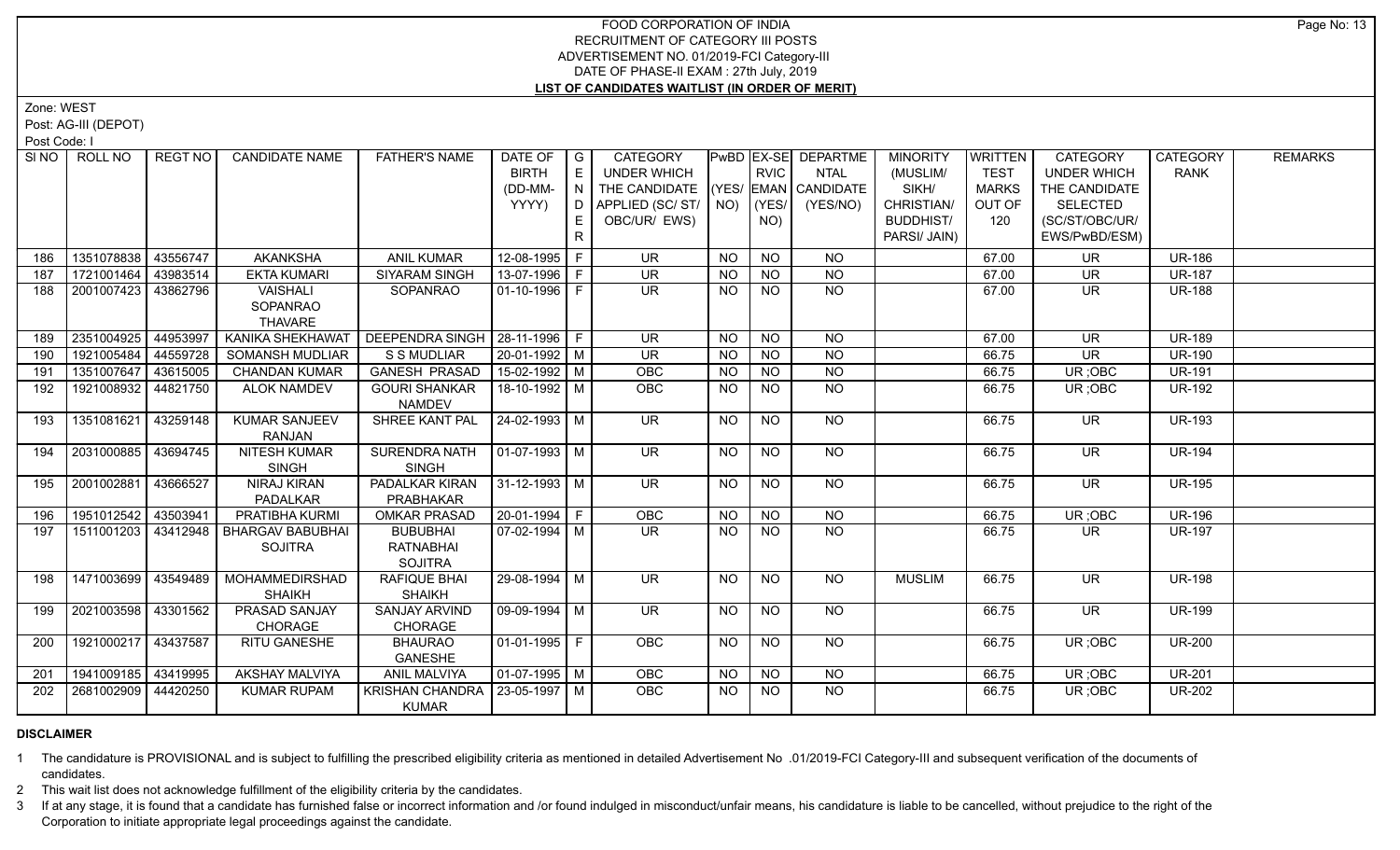FOOD CORPORATION OF INDIA
RECRUITMENT OF CATEGORY III POSTS
ADVERTISEMENT NO. 01/2019-FCI Category-III
DATE OF PHASE-II EXAM : 27th July, 2019
**LIST OF CANDIDATES WAITLIST (IN ORDER OF MERIT)**

Zone: WEST

Post: AG-III (DEPOT)

Post Code: I

| SI NO | ROLL NO | REGT NO | CANDIDATE NAME | FATHER'S NAME | DATE OF BIRTH (DD-MM-YYYY) | GENDER | CATEGORY UNDER WHICH THE CANDIDATE APPLIED (SC/ ST/ OBC/UR/ EWS) | PwBD (YES/ NO) | EX-SERVICEMAN (YES/ NO) | DEPARTMENTAL CANDIDATE (YES/NO) | MINORITY (MUSLIM/ SIKH/ CHRISTIAN/ BUDDHIST/ PARSI/ JAIN) | WRITTEN TEST MARKS OUT OF 120 | CATEGORY UNDER WHICH THE CANDIDATE SELECTED (SC/ST/OBC/UR/ EWS/PwBD/ESM) | CATEGORY RANK | REMARKS |
|---|---|---|---|---|---|---|---|---|---|---|---|---|---|---|---|
| 186 | 1351078838 | 43556747 | AKANKSHA | ANIL KUMAR | 12-08-1995 | F | UR | NO | NO | NO | | 67.00 | UR | UR-186 | |
| 187 | 1721001464 | 43983514 | EKTA KUMARI | SIYARAM SINGH | 13-07-1996 | F | UR | NO | NO | NO | | 67.00 | UR | UR-187 | |
| 188 | 2001007423 | 43862796 | VAISHALI SOPANRAO THAVARE | SOPANRAO | 01-10-1996 | F | UR | NO | NO | NO | | 67.00 | UR | UR-188 | |
| 189 | 2351004925 | 44953997 | KANIKA SHEKHAWAT | DEEPENDRA SINGH | 28-11-1996 | F | UR | NO | NO | NO | | 67.00 | UR | UR-189 | |
| 190 | 1921005484 | 44559728 | SOMANSH MUDLIAR | S S MUDLIAR | 20-01-1992 | M | UR | NO | NO | NO | | 66.75 | UR | UR-190 | |
| 191 | 1351007647 | 43615005 | CHANDAN KUMAR | GANESH PRASAD | 15-02-1992 | M | OBC | NO | NO | NO | | 66.75 | UR ;OBC | UR-191 | |
| 192 | 1921008932 | 44821750 | ALOK NAMDEV | GOURI SHANKAR NAMDEV | 18-10-1992 | M | OBC | NO | NO | NO | | 66.75 | UR ;OBC | UR-192 | |
| 193 | 1351081621 | 43259148 | KUMAR SANJEEV RANJAN | SHREE KANT PAL | 24-02-1993 | M | UR | NO | NO | NO | | 66.75 | UR | UR-193 | |
| 194 | 2031000885 | 43694745 | NITESH KUMAR SINGH | SURENDRA NATH SINGH | 01-07-1993 | M | UR | NO | NO | NO | | 66.75 | UR | UR-194 | |
| 195 | 2001002881 | 43666527 | NIRAJ KIRAN PADALKAR | PADALKAR KIRAN PRABHAKAR | 31-12-1993 | M | UR | NO | NO | NO | | 66.75 | UR | UR-195 | |
| 196 | 1951012542 | 43503941 | PRATIBHA KURMI | OMKAR PRASAD | 20-01-1994 | F | OBC | NO | NO | NO | | 66.75 | UR ;OBC | UR-196 | |
| 197 | 1511001203 | 43412948 | BHARGAV BABUBHAI SOJITRA | BUBUBHAI RATNABHAI SOJITRA | 07-02-1994 | M | UR | NO | NO | NO | | 66.75 | UR | UR-197 | |
| 198 | 1471003699 | 43549489 | MOHAMMEDIRSHAD SHAIKH | RAFIQUE BHAI SHAIKH | 29-08-1994 | M | UR | NO | NO | NO | MUSLIM | 66.75 | UR | UR-198 | |
| 199 | 2021003598 | 43301562 | PRASAD SANJAY CHORAGE | SANJAY ARVIND CHORAGE | 09-09-1994 | M | UR | NO | NO | NO | | 66.75 | UR | UR-199 | |
| 200 | 1921000217 | 43437587 | RITU GANESHE | BHAURAO GANESHE | 01-01-1995 | F | OBC | NO | NO | NO | | 66.75 | UR ;OBC | UR-200 | |
| 201 | 1941009185 | 43419995 | AKSHAY MALVIYA | ANIL MALVIYA | 01-07-1995 | M | OBC | NO | NO | NO | | 66.75 | UR ;OBC | UR-201 | |
| 202 | 2681002909 | 44420250 | KUMAR RUPAM | KRISHAN CHANDRA KUMAR | 23-05-1997 | M | OBC | NO | NO | NO | | 66.75 | UR ;OBC | UR-202 | |

**DISCLAIMER**

1 The candidature is PROVISIONAL and is subject to fulfilling the prescribed eligibility criteria as mentioned in detailed Advertisement No .01/2019-FCI Category-III and subsequent verification of the documents of candidates.

2 This wait list does not acknowledge fulfillment of the eligibility criteria by the candidates.

3 If at any stage, it is found that a candidate has furnished false or incorrect information and /or found indulged in misconduct/unfair means, his candidature is liable to be cancelled, without prejudice to the right of the Corporation to initiate appropriate legal proceedings against the candidate.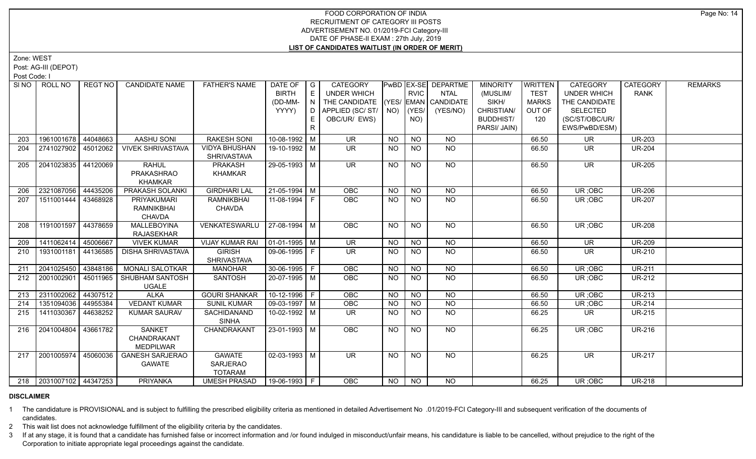# FOOD CORPORATION OF INDIA
## RECRUITMENT OF CATEGORY III POSTS
## ADVERTISEMENT NO. 01/2019-FCI Category-III
## DATE OF PHASE-II EXAM : 27th July, 2019
## LIST OF CANDIDATES WAITLIST (IN ORDER OF MERIT)

Zone: WEST

Post: AG-III (DEPOT)

Post Code: I

| SI NO | ROLL NO | REGT NO | CANDIDATE NAME | FATHER'S NAME | DATE OF BIRTH (DD-MM-YYYY) | GENDER | CATEGORY UNDER WHICH THE CANDIDATE APPLIED (SC/ ST/ OBC/UR/ EWS) | PwBD (YES/ NO) | EX-SERVICEMAN (YES/ NO) | DEPARTMENTAL CANDIDATE (YES/NO) | MINORITY (MUSLIM/ SIKH/ CHRISTIAN/ BUDDHIST/ PARSI/ JAIN) | WRITTEN TEST MARKS OUT OF 120 | CATEGORY UNDER WHICH THE CANDIDATE SELECTED (SC/ST/OBC/UR/ EWS/PwBD/ESM) | CATEGORY RANK | REMARKS |
|---|---|---|---|---|---|---|---|---|---|---|---|---|---|---|---|
| 203 | 1961001678 | 44048663 | AASHU SONI | RAKESH SONI | 10-08-1992 | M | UR | NO | NO | NO | | 66.50 | UR | UR-203 | |
| 204 | 2741027902 | 45012062 | VIVEK SHRIVASTAVA | VIDYA BHUSHAN SHRIVASTAVA | 19-10-1992 | M | UR | NO | NO | NO | | 66.50 | UR | UR-204 | |
| 205 | 2041023835 | 44120069 | RAHUL PRAKASHRAO KHAMKAR | PRAKASH KHAMKAR | 29-05-1993 | M | UR | NO | NO | NO | | 66.50 | UR | UR-205 | |
| 206 | 2321087056 | 44435206 | PRAKASH SOLANKI | GIRDHARI LAL | 21-05-1994 | M | OBC | NO | NO | NO | | 66.50 | UR ;OBC | UR-206 | |
| 207 | 1511001444 | 43468928 | PRIYAKUMARI RAMNIKBHAI CHAVDA | RAMNIKBHAI CHAVDA | 11-08-1994 | F | OBC | NO | NO | NO | | 66.50 | UR ;OBC | UR-207 | |
| 208 | 1191001597 | 44378659 | MALLEBOYINA RAJASEKHAR | VENKATESWARLU | 27-08-1994 | M | OBC | NO | NO | NO | | 66.50 | UR ;OBC | UR-208 | |
| 209 | 1411062414 | 45006667 | VIVEK KUMAR | VIJAY KUMAR RAI | 01-01-1995 | M | UR | NO | NO | NO | | 66.50 | UR | UR-209 | |
| 210 | 1931001181 | 44136585 | DISHA SHRIVASTAVA | GIRISH SHRIVASTAVA | 09-06-1995 | F | UR | NO | NO | NO | | 66.50 | UR | UR-210 | |
| 211 | 2041025450 | 43848186 | MONALI SALOTKAR | MANOHAR | 30-06-1995 | F | OBC | NO | NO | NO | | 66.50 | UR ;OBC | UR-211 | |
| 212 | 2001002901 | 45011965 | SHUBHAM SANTOSH UGALE | SANTOSH | 20-07-1995 | M | OBC | NO | NO | NO | | 66.50 | UR ;OBC | UR-212 | |
| 213 | 2311002062 | 44307512 | ALKA | GOURI SHANKAR | 10-12-1996 | F | OBC | NO | NO | NO | | 66.50 | UR ;OBC | UR-213 | |
| 214 | 1351094036 | 44955384 | VEDANT KUMAR | SUNIL KUMAR | 09-03-1997 | M | OBC | NO | NO | NO | | 66.50 | UR ;OBC | UR-214 | |
| 215 | 1411030367 | 44638252 | KUMAR SAURAV | SACHIDANAND SINHA | 10-02-1992 | M | UR | NO | NO | NO | | 66.25 | UR | UR-215 | |
| 216 | 2041004804 | 43661782 | SANKET CHANDRAKANT MEDPILWAR | CHANDRAKANT | 23-01-1993 | M | OBC | NO | NO | NO | | 66.25 | UR ;OBC | UR-216 | |
| 217 | 2001005974 | 45060036 | GANESH SARJERAO GAWATE | GAWATE SARJERAO TOTARAM | 02-03-1993 | M | UR | NO | NO | NO | | 66.25 | UR | UR-217 | |
| 218 | 2031007102 | 44347253 | PRIYANKA | UMESH PRASAD | 19-06-1993 | F | OBC | NO | NO | NO | | 66.25 | UR ;OBC | UR-218 | |

**DISCLAIMER**

1 The candidature is PROVISIONAL and is subject to fulfilling the prescribed eligibility criteria as mentioned in detailed Advertisement No .01/2019-FCI Category-III and subsequent verification of the documents of candidates.

2 This wait list does not acknowledge fulfillment of the eligibility criteria by the candidates.

3 If at any stage, it is found that a candidate has furnished false or incorrect information and /or found indulged in misconduct/unfair means, his candidature is liable to be cancelled, without prejudice to the right of the Corporation to initiate appropriate legal proceedings against the candidate.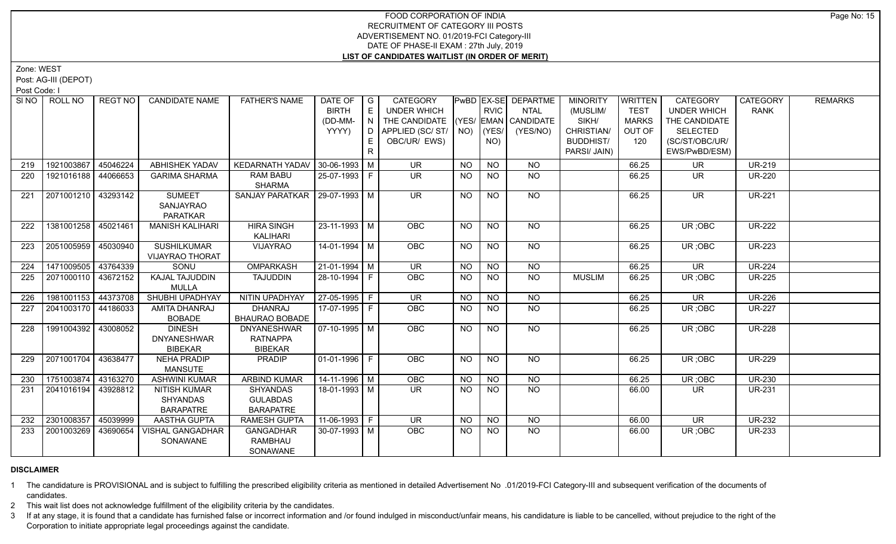# FOOD CORPORATION OF INDIA
## RECRUITMENT OF CATEGORY III POSTS
### ADVERTISEMENT NO. 01/2019-FCI Category-III
### DATE OF PHASE-II EXAM : 27th July, 2019
### LIST OF CANDIDATES WAITLIST (IN ORDER OF MERIT)

Zone: WEST

Post: AG-III (DEPOT)

Post Code: I

| Sl NO | ROLL NO | REGT NO | CANDIDATE NAME | FATHER'S NAME | DATE OF BIRTH (DD-MM-YYYY) | GENDER | CATEGORY UNDER WHICH THE CANDIDATE APPLIED (SC/ ST/ OBC/UR/ EWS) | PwBD (YES/ NO) | EX-SERVICEMAN (YES/ NO) | DEPARTMENTAL CANDIDATE (YES/NO) | MINORITY (MUSLIM/ SIKH/ CHRISTIAN/ BUDDHIST/ PARSI/ JAIN) | WRITTEN TEST MARKS OUT OF 120 | CATEGORY UNDER WHICH THE CANDIDATE SELECTED (SC/ST/OBC/UR/ EWS/PwBD/ESM) | CATEGORY RANK | REMARKS |
|---|---|---|---|---|---|---|---|---|---|---|---|---|---|---|---|
| 219 | 1921003867 | 45046224 | ABHISHEK YADAV | KEDARNATH YADAV | 30-06-1993 | M | UR | NO | NO | NO | | 66.25 | UR | UR-219 | |
| 220 | 1921016188 | 44066653 | GARIMA SHARMA | RAM BABU SHARMA | 25-07-1993 | F | UR | NO | NO | NO | | 66.25 | UR | UR-220 | |
| 221 | 2071001210 | 43293142 | SUMEET SANJAYRAO PARATKAR | SANJAY PARATKAR | 29-07-1993 | M | UR | NO | NO | NO | | 66.25 | UR | UR-221 | |
| 222 | 1381001258 | 45021461 | MANISH KALIHARI | HIRA SINGH KALIHARI | 23-11-1993 | M | OBC | NO | NO | NO | | 66.25 | UR ;OBC | UR-222 | |
| 223 | 2051005959 | 45030940 | SUSHILKUMAR VIJAYRAO THORAT | VIJAYRAO | 14-01-1994 | M | OBC | NO | NO | NO | | 66.25 | UR ;OBC | UR-223 | |
| 224 | 1471009505 | 43764339 | SONU | OMPARKASH | 21-01-1994 | M | UR | NO | NO | NO | | 66.25 | UR | UR-224 | |
| 225 | 2071000110 | 43672152 | KAJAL TAJUDDIN MULLA | TAJUDDIN | 28-10-1994 | F | OBC | NO | NO | NO | MUSLIM | 66.25 | UR ;OBC | UR-225 | |
| 226 | 1981001153 | 44373708 | SHUBHI UPADHYAY | NITIN UPADHYAY | 27-05-1995 | F | UR | NO | NO | NO | | 66.25 | UR | UR-226 | |
| 227 | 2041003170 | 44186033 | AMITA DHANRAJ BOBADE | DHANRAJ BHAURAO BOBADE | 17-07-1995 | F | OBC | NO | NO | NO | | 66.25 | UR ;OBC | UR-227 | |
| 228 | 1991004392 | 43008052 | DINESH DNYANESHWAR BIBEKAR | DNYANESHWAR RATNAPPA BIBEKAR | 07-10-1995 | M | OBC | NO | NO | NO | | 66.25 | UR ;OBC | UR-228 | |
| 229 | 2071001704 | 43638477 | NEHA PRADIP MANSUTE | PRADIP | 01-01-1996 | F | OBC | NO | NO | NO | | 66.25 | UR ;OBC | UR-229 | |
| 230 | 1751003874 | 43163270 | ASHWINI KUMAR | ARBIND KUMAR | 14-11-1996 | M | OBC | NO | NO | NO | | 66.25 | UR ;OBC | UR-230 | |
| 231 | 2041016194 | 43928812 | NITISH KUMAR SHYANDAS BARAPATRE | SHYANDAS GULABDAS BARAPATRE | 18-01-1993 | M | UR | NO | NO | NO | | 66.00 | UR | UR-231 | |
| 232 | 2301008357 | 45039999 | AASTHA GUPTA | RAMESH GUPTA | 11-06-1993 | F | UR | NO | NO | NO | | 66.00 | UR | UR-232 | |
| 233 | 2001003269 | 43690654 | VISHAL GANGADHAR SONAWANE | GANGADHAR RAMBHAU SONAWANE | 30-07-1993 | M | OBC | NO | NO | NO | | 66.00 | UR ;OBC | UR-233 | |

**DISCLAIMER**

1 The candidature is PROVISIONAL and is subject to fulfilling the prescribed eligibility criteria as mentioned in detailed Advertisement No .01/2019-FCI Category-III and subsequent verification of the documents of candidates.

2 This wait list does not acknowledge fulfillment of the eligibility criteria by the candidates.

3 If at any stage, it is found that a candidate has furnished false or incorrect information and /or found indulged in misconduct/unfair means, his candidature is liable to be cancelled, without prejudice to the right of the Corporation to initiate appropriate legal proceedings against the candidate.